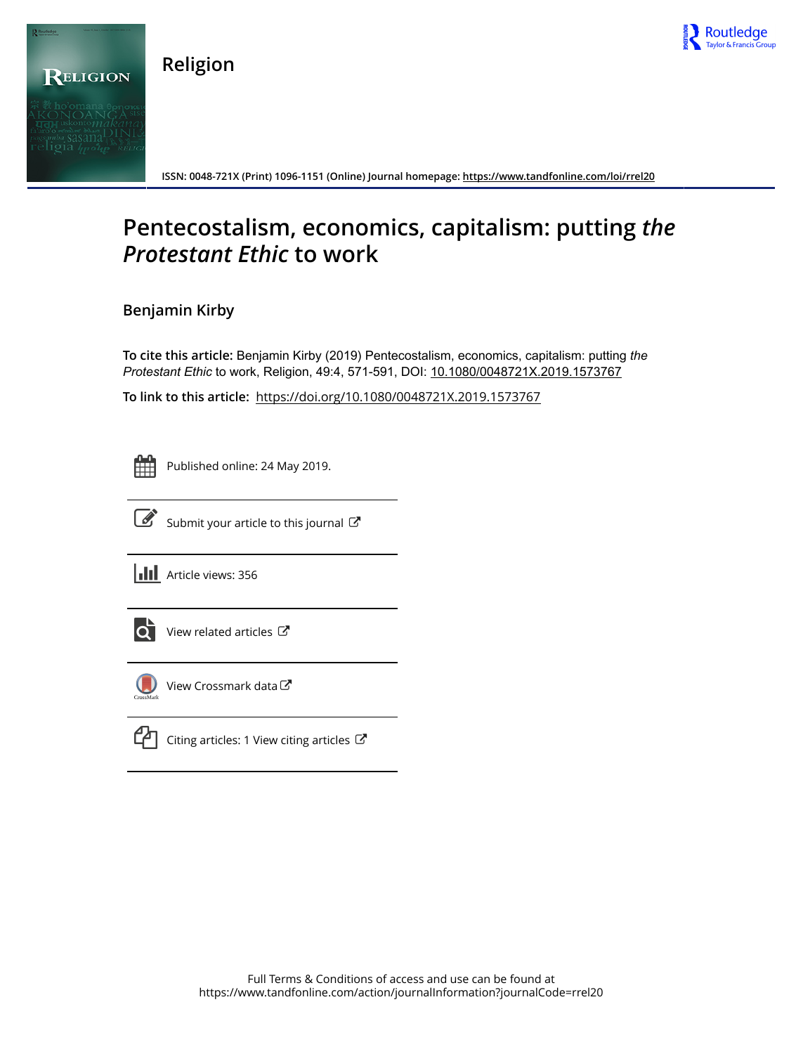# Religion

ISSN: 0048-721X (Print) 1096-1151 (Online) Journal homepage: https://www.tandfonline.com/loi/rrel20

# Pentecostalism, economics, capitalism: putting *the Protestant Ethic* to work

**Benjamin Kirby**

**To cite this article:** Benjamin Kirby (2019) Pentecostalism, economics, capitalism: putting *the Protestant Ethic* to work, Religion, 49:4, 571-591, DOI: 10.1080/0048721X.2019.1573767

**To link to this article:** https://doi.org/10.1080/0048721X.2019.1573767

Published online: 24 May 2019.

Submit your article to this journal

Article views: 356

View related articles

View Crossmark data

Citing articles: 1 View citing articles

Full Terms & Conditions of access and use can be found at
https://www.tandfonline.com/action/journalInformation?journalCode=rrel20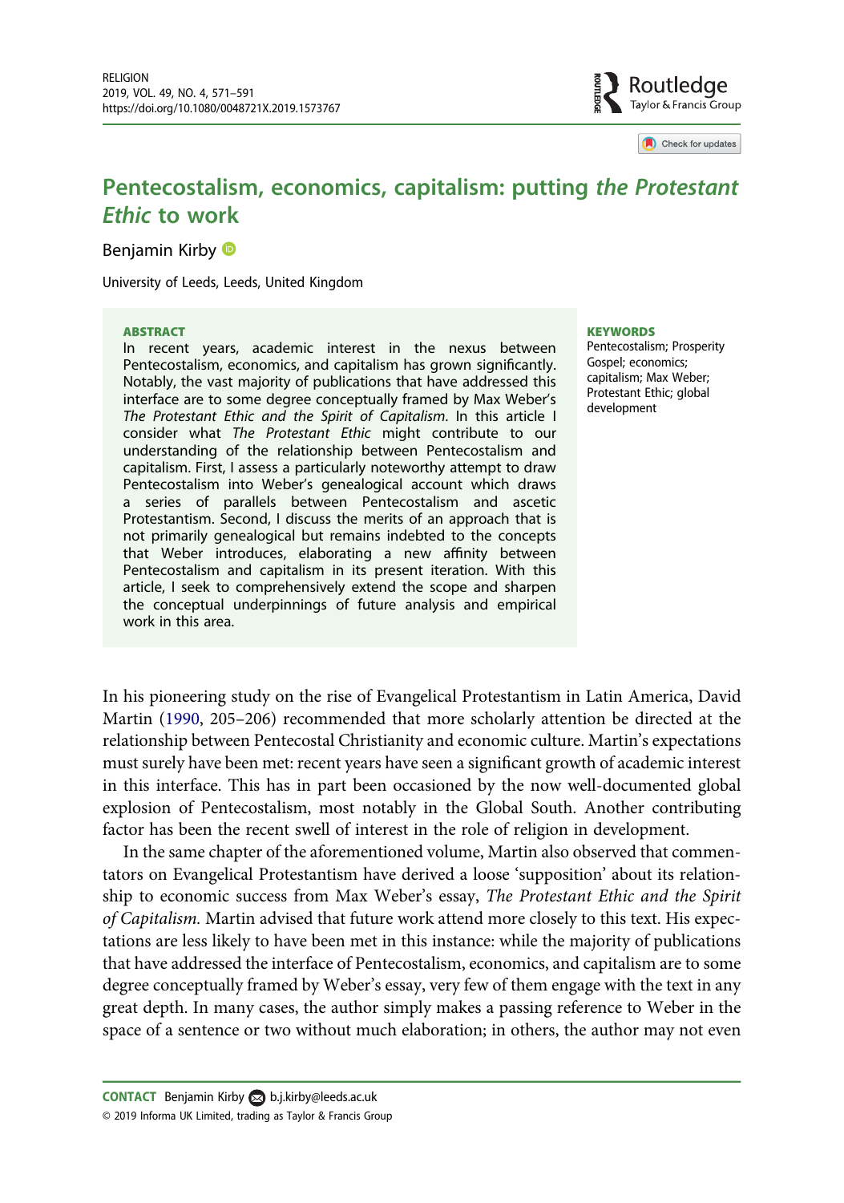# Pentecostalism, economics, capitalism: putting *the Protestant Ethic* to work

Benjamin Kirby

University of Leeds, Leeds, United Kingdom

**ABSTRACT**

In recent years, academic interest in the nexus between Pentecostalism, economics, and capitalism has grown significantly. Notably, the vast majority of publications that have addressed this interface are to some degree conceptually framed by Max Weber's *The Protestant Ethic and the Spirit of Capitalism*. In this article I consider what *The Protestant Ethic* might contribute to our understanding of the relationship between Pentecostalism and capitalism. First, I assess a particularly noteworthy attempt to draw Pentecostalism into Weber's genealogical account which draws a series of parallels between Pentecostalism and ascetic Protestantism. Second, I discuss the merits of an approach that is not primarily genealogical but remains indebted to the concepts that Weber introduces, elaborating a new affinity between Pentecostalism and capitalism in its present iteration. With this article, I seek to comprehensively extend the scope and sharpen the conceptual underpinnings of future analysis and empirical work in this area.

**KEYWORDS**

Pentecostalism; Prosperity Gospel; economics; capitalism; Max Weber; Protestant Ethic; global development

In his pioneering study on the rise of Evangelical Protestantism in Latin America, David Martin (1990, 205–206) recommended that more scholarly attention be directed at the relationship between Pentecostal Christianity and economic culture. Martin's expectations must surely have been met: recent years have seen a significant growth of academic interest in this interface. This has in part been occasioned by the now well-documented global explosion of Pentecostalism, most notably in the Global South. Another contributing factor has been the recent swell of interest in the role of religion in development.

In the same chapter of the aforementioned volume, Martin also observed that commentators on Evangelical Protestantism have derived a loose 'supposition' about its relationship to economic success from Max Weber's essay, *The Protestant Ethic and the Spirit of Capitalism.* Martin advised that future work attend more closely to this text. His expectations are less likely to have been met in this instance: while the majority of publications that have addressed the interface of Pentecostalism, economics, and capitalism are to some degree conceptually framed by Weber's essay, very few of them engage with the text in any great depth. In many cases, the author simply makes a passing reference to Weber in the space of a sentence or two without much elaboration; in others, the author may not even

**CONTACT** Benjamin Kirby b.j.kirby@leeds.ac.uk

© 2019 Informa UK Limited, trading as Taylor & Francis Group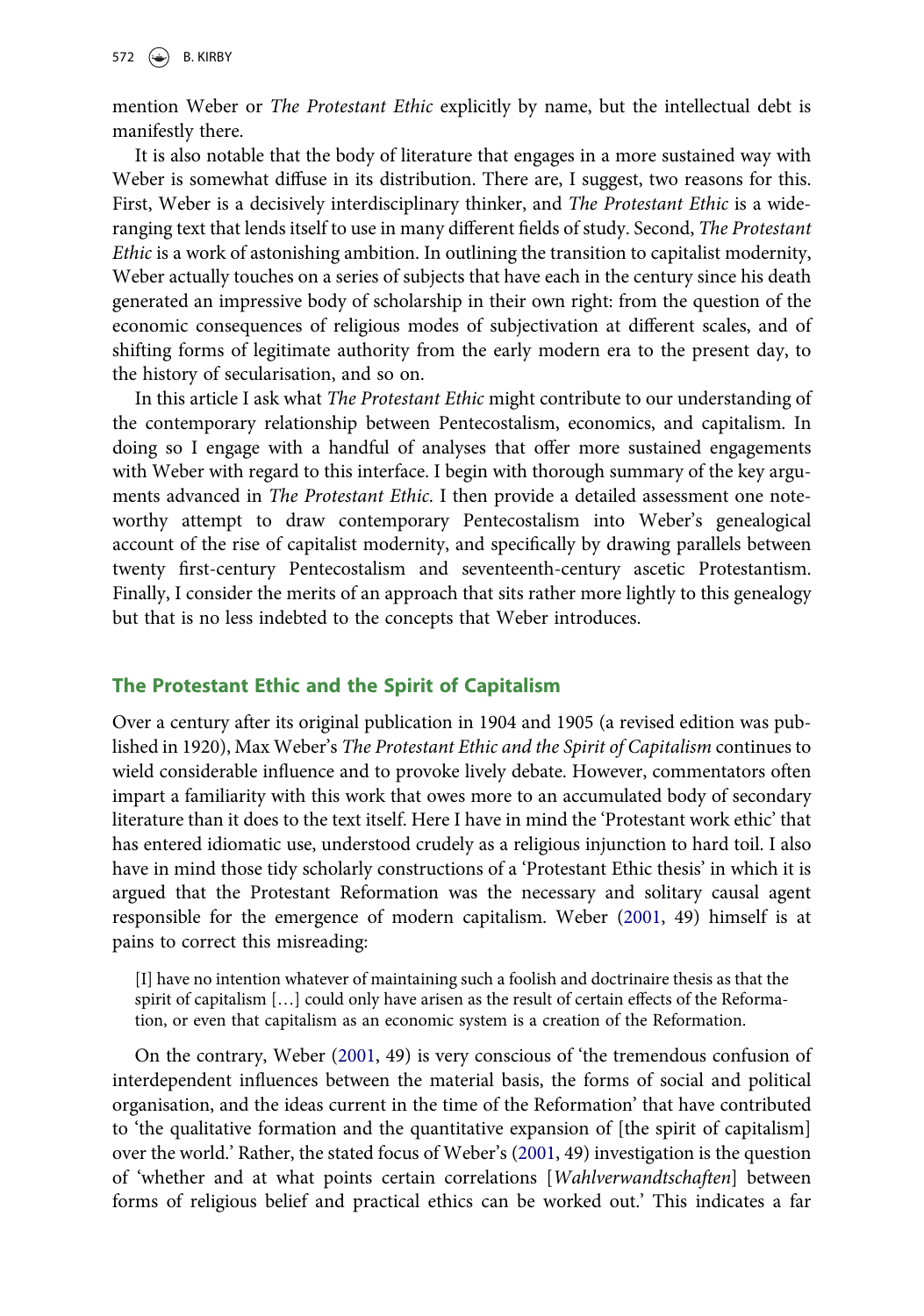mention Weber or *The Protestant Ethic* explicitly by name, but the intellectual debt is manifestly there.

It is also notable that the body of literature that engages in a more sustained way with Weber is somewhat diffuse in its distribution. There are, I suggest, two reasons for this. First, Weber is a decisively interdisciplinary thinker, and *The Protestant Ethic* is a wide-ranging text that lends itself to use in many different fields of study. Second, *The Protestant Ethic* is a work of astonishing ambition. In outlining the transition to capitalist modernity, Weber actually touches on a series of subjects that have each in the century since his death generated an impressive body of scholarship in their own right: from the question of the economic consequences of religious modes of subjectivation at different scales, and of shifting forms of legitimate authority from the early modern era to the present day, to the history of secularisation, and so on.

In this article I ask what *The Protestant Ethic* might contribute to our understanding of the contemporary relationship between Pentecostalism, economics, and capitalism. In doing so I engage with a handful of analyses that offer more sustained engagements with Weber with regard to this interface. I begin with thorough summary of the key arguments advanced in *The Protestant Ethic*. I then provide a detailed assessment one noteworthy attempt to draw contemporary Pentecostalism into Weber's genealogical account of the rise of capitalist modernity, and specifically by drawing parallels between twenty first-century Pentecostalism and seventeenth-century ascetic Protestantism. Finally, I consider the merits of an approach that sits rather more lightly to this genealogy but that is no less indebted to the concepts that Weber introduces.

## The Protestant Ethic and the Spirit of Capitalism

Over a century after its original publication in 1904 and 1905 (a revised edition was published in 1920), Max Weber's *The Protestant Ethic and the Spirit of Capitalism* continues to wield considerable influence and to provoke lively debate. However, commentators often impart a familiarity with this work that owes more to an accumulated body of secondary literature than it does to the text itself. Here I have in mind the 'Protestant work ethic' that has entered idiomatic use, understood crudely as a religious injunction to hard toil. I also have in mind those tidy scholarly constructions of a 'Protestant Ethic thesis' in which it is argued that the Protestant Reformation was the necessary and solitary causal agent responsible for the emergence of modern capitalism. Weber (2001, 49) himself is at pains to correct this misreading:

> [I] have no intention whatever of maintaining such a foolish and doctrinaire thesis as that the spirit of capitalism […] could only have arisen as the result of certain effects of the Reformation, or even that capitalism as an economic system is a creation of the Reformation.

On the contrary, Weber (2001, 49) is very conscious of 'the tremendous confusion of interdependent influences between the material basis, the forms of social and political organisation, and the ideas current in the time of the Reformation' that have contributed to 'the qualitative formation and the quantitative expansion of [the spirit of capitalism] over the world.' Rather, the stated focus of Weber's (2001, 49) investigation is the question of 'whether and at what points certain correlations [*Wahlverwandtschaften*] between forms of religious belief and practical ethics can be worked out.' This indicates a far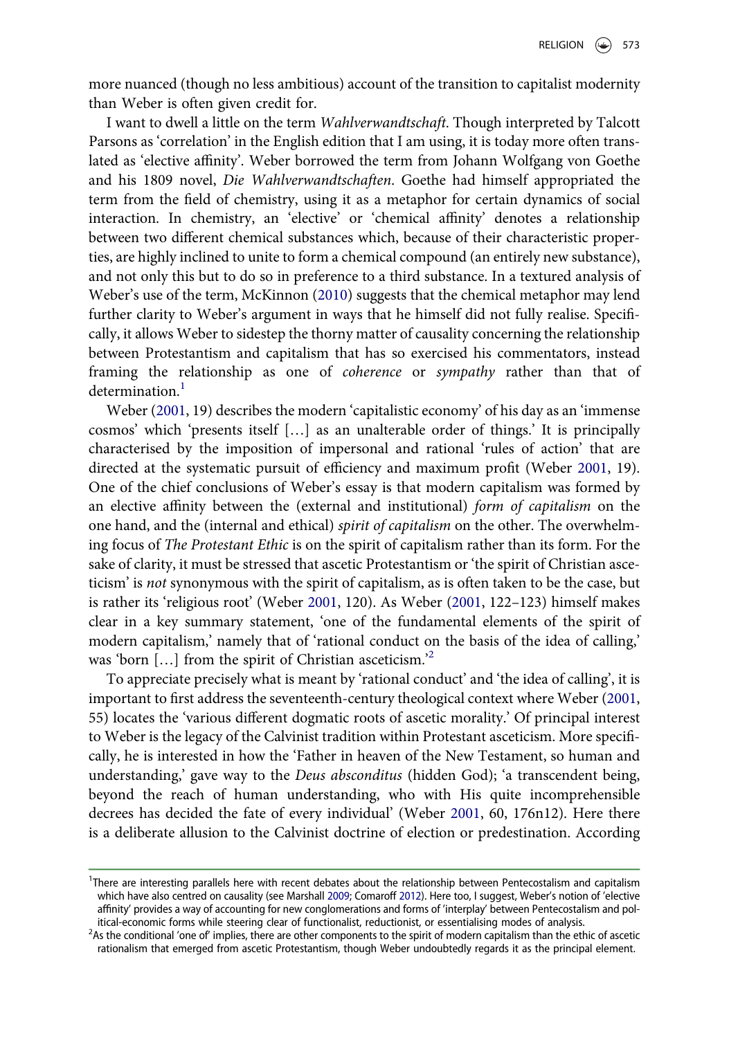more nuanced (though no less ambitious) account of the transition to capitalist modernity than Weber is often given credit for.

I want to dwell a little on the term *Wahlverwandtschaft*. Though interpreted by Talcott Parsons as 'correlation' in the English edition that I am using, it is today more often translated as 'elective affinity'. Weber borrowed the term from Johann Wolfgang von Goethe and his 1809 novel, *Die Wahlverwandtschaften*. Goethe had himself appropriated the term from the field of chemistry, using it as a metaphor for certain dynamics of social interaction. In chemistry, an 'elective' or 'chemical affinity' denotes a relationship between two different chemical substances which, because of their characteristic properties, are highly inclined to unite to form a chemical compound (an entirely new substance), and not only this but to do so in preference to a third substance. In a textured analysis of Weber's use of the term, McKinnon (2010) suggests that the chemical metaphor may lend further clarity to Weber's argument in ways that he himself did not fully realise. Specifically, it allows Weber to sidestep the thorny matter of causality concerning the relationship between Protestantism and capitalism that has so exercised his commentators, instead framing the relationship as one of *coherence* or *sympathy* rather than that of determination.[1]

Weber (2001, 19) describes the modern 'capitalistic economy' of his day as an 'immense cosmos' which 'presents itself […] as an unalterable order of things.' It is principally characterised by the imposition of impersonal and rational 'rules of action' that are directed at the systematic pursuit of efficiency and maximum profit (Weber 2001, 19). One of the chief conclusions of Weber's essay is that modern capitalism was formed by an elective affinity between the (external and institutional) *form of capitalism* on the one hand, and the (internal and ethical) *spirit of capitalism* on the other. The overwhelming focus of *The Protestant Ethic* is on the spirit of capitalism rather than its form. For the sake of clarity, it must be stressed that ascetic Protestantism or 'the spirit of Christian asceticism' is *not* synonymous with the spirit of capitalism, as is often taken to be the case, but is rather its 'religious root' (Weber 2001, 120). As Weber (2001, 122–123) himself makes clear in a key summary statement, 'one of the fundamental elements of the spirit of modern capitalism,' namely that of 'rational conduct on the basis of the idea of calling,' was 'born […] from the spirit of Christian asceticism.'[2]

To appreciate precisely what is meant by 'rational conduct' and 'the idea of calling', it is important to first address the seventeenth-century theological context where Weber (2001, 55) locates the 'various different dogmatic roots of ascetic morality.' Of principal interest to Weber is the legacy of the Calvinist tradition within Protestant asceticism. More specifically, he is interested in how the 'Father in heaven of the New Testament, so human and understanding,' gave way to the *Deus absconditus* (hidden God); 'a transcendent being, beyond the reach of human understanding, who with His quite incomprehensible decrees has decided the fate of every individual' (Weber 2001, 60, 176n12). Here there is a deliberate allusion to the Calvinist doctrine of election or predestination. According

---

[1] There are interesting parallels here with recent debates about the relationship between Pentecostalism and capitalism which have also centred on causality (see Marshall 2009; Comaroff 2012). Here too, I suggest, Weber's notion of 'elective affinity' provides a way of accounting for new conglomerations and forms of 'interplay' between Pentecostalism and political-economic forms while steering clear of functionalist, reductionist, or essentialising modes of analysis.

[2] As the conditional 'one of' implies, there are other components to the spirit of modern capitalism than the ethic of ascetic rationalism that emerged from ascetic Protestantism, though Weber undoubtedly regards it as the principal element.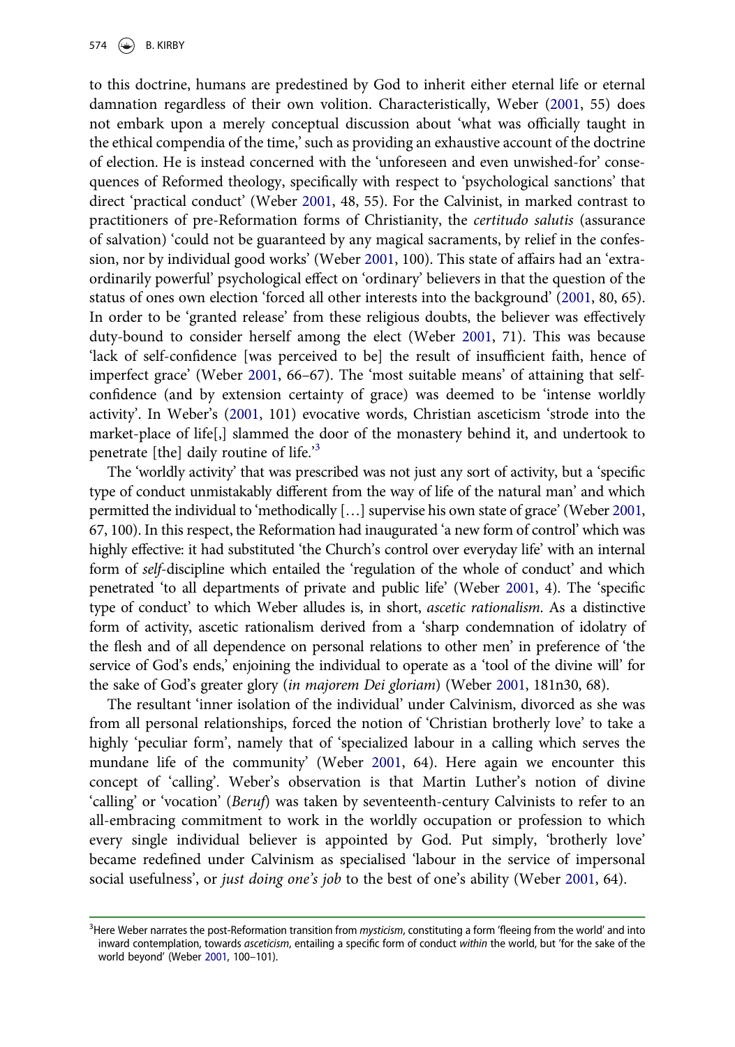to this doctrine, humans are predestined by God to inherit either eternal life or eternal damnation regardless of their own volition. Characteristically, Weber (2001, 55) does not embark upon a merely conceptual discussion about 'what was officially taught in the ethical compendia of the time,' such as providing an exhaustive account of the doctrine of election. He is instead concerned with the 'unforeseen and even unwished-for' consequences of Reformed theology, specifically with respect to 'psychological sanctions' that direct 'practical conduct' (Weber 2001, 48, 55). For the Calvinist, in marked contrast to practitioners of pre-Reformation forms of Christianity, the *certitudo salutis* (assurance of salvation) 'could not be guaranteed by any magical sacraments, by relief in the confession, nor by individual good works' (Weber 2001, 100). This state of affairs had an 'extraordinarily powerful' psychological effect on 'ordinary' believers in that the question of the status of ones own election 'forced all other interests into the background' (2001, 80, 65). In order to be 'granted release' from these religious doubts, the believer was effectively duty-bound to consider herself among the elect (Weber 2001, 71). This was because 'lack of self-confidence [was perceived to be] the result of insufficient faith, hence of imperfect grace' (Weber 2001, 66–67). The 'most suitable means' of attaining that self-confidence (and by extension certainty of grace) was deemed to be 'intense worldly activity'. In Weber's (2001, 101) evocative words, Christian asceticism 'strode into the market-place of life[,] slammed the door of the monastery behind it, and undertook to penetrate [the] daily routine of life.'[3]

The 'worldly activity' that was prescribed was not just any sort of activity, but a 'specific type of conduct unmistakably different from the way of life of the natural man' and which permitted the individual to 'methodically […] supervise his own state of grace' (Weber 2001, 67, 100). In this respect, the Reformation had inaugurated 'a new form of control' which was highly effective: it had substituted 'the Church's control over everyday life' with an internal form of *self*-discipline which entailed the 'regulation of the whole of conduct' and which penetrated 'to all departments of private and public life' (Weber 2001, 4). The 'specific type of conduct' to which Weber alludes is, in short, *ascetic rationalism*. As a distinctive form of activity, ascetic rationalism derived from a 'sharp condemnation of idolatry of the flesh and of all dependence on personal relations to other men' in preference of 'the service of God's ends,' enjoining the individual to operate as a 'tool of the divine will' for the sake of God's greater glory (*in majorem Dei gloriam*) (Weber 2001, 181n30, 68).

The resultant 'inner isolation of the individual' under Calvinism, divorced as she was from all personal relationships, forced the notion of 'Christian brotherly love' to take a highly 'peculiar form', namely that of 'specialized labour in a calling which serves the mundane life of the community' (Weber 2001, 64). Here again we encounter this concept of 'calling'. Weber's observation is that Martin Luther's notion of divine 'calling' or 'vocation' (*Beruf*) was taken by seventeenth-century Calvinists to refer to an all-embracing commitment to work in the worldly occupation or profession to which every single individual believer is appointed by God. Put simply, 'brotherly love' became redefined under Calvinism as specialised 'labour in the service of impersonal social usefulness', or *just doing one's job* to the best of one's ability (Weber 2001, 64).

[3]Here Weber narrates the post-Reformation transition from *mysticism*, constituting a form 'fleeing from the world' and into inward contemplation, towards *asceticism*, entailing a specific form of conduct *within* the world, but 'for the sake of the world beyond' (Weber 2001, 100–101).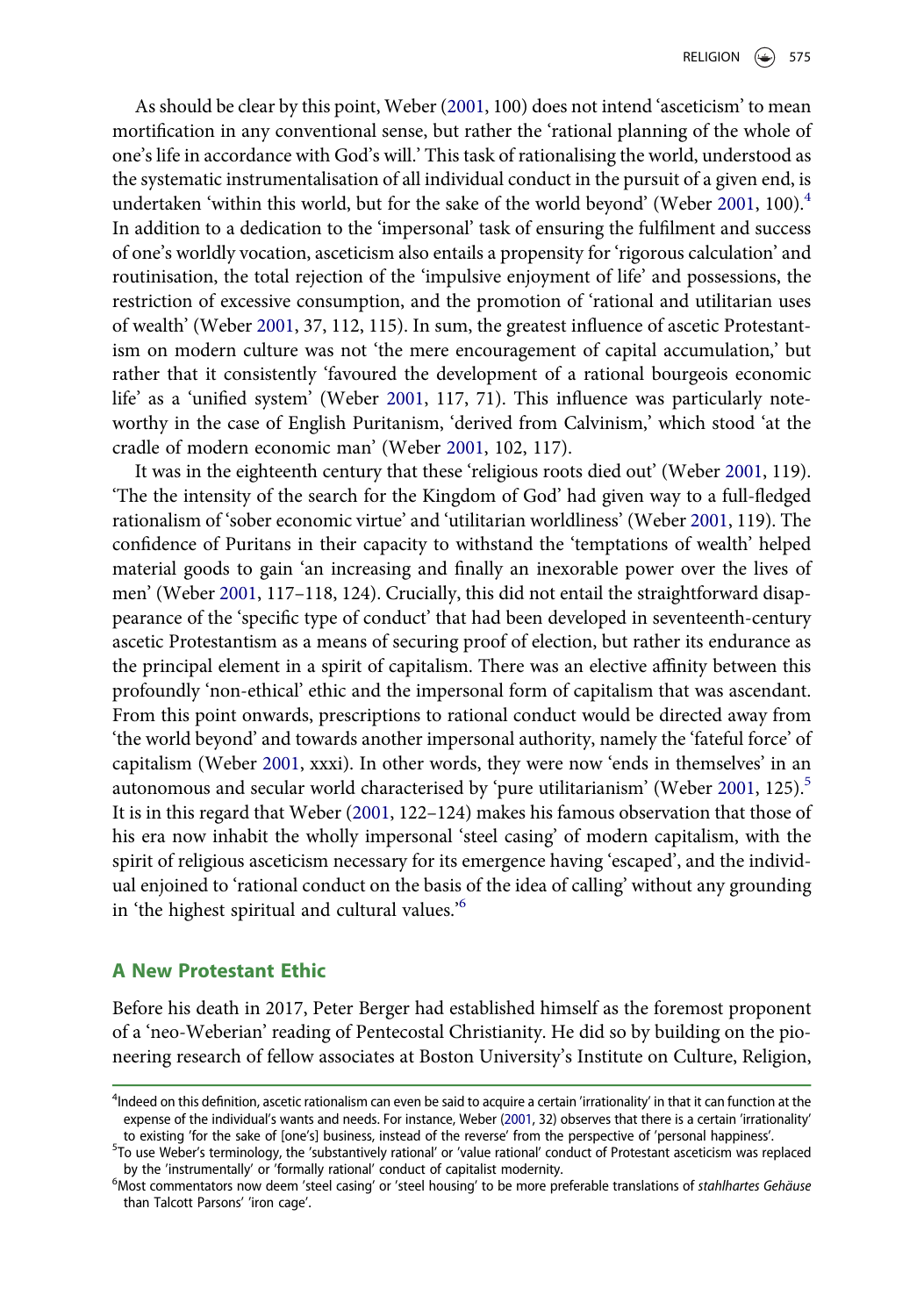As should be clear by this point, Weber (2001, 100) does not intend 'asceticism' to mean mortification in any conventional sense, but rather the 'rational planning of the whole of one's life in accordance with God's will.' This task of rationalising the world, understood as the systematic instrumentalisation of all individual conduct in the pursuit of a given end, is undertaken 'within this world, but for the sake of the world beyond' (Weber 2001, 100).[4] In addition to a dedication to the 'impersonal' task of ensuring the fulfilment and success of one's worldly vocation, asceticism also entails a propensity for 'rigorous calculation' and routinisation, the total rejection of the 'impulsive enjoyment of life' and possessions, the restriction of excessive consumption, and the promotion of 'rational and utilitarian uses of wealth' (Weber 2001, 37, 112, 115). In sum, the greatest influence of ascetic Protestantism on modern culture was not 'the mere encouragement of capital accumulation,' but rather that it consistently 'favoured the development of a rational bourgeois economic life' as a 'unified system' (Weber 2001, 117, 71). This influence was particularly noteworthy in the case of English Puritanism, 'derived from Calvinism,' which stood 'at the cradle of modern economic man' (Weber 2001, 102, 117).

It was in the eighteenth century that these 'religious roots died out' (Weber 2001, 119). 'The the intensity of the search for the Kingdom of God' had given way to a full-fledged rationalism of 'sober economic virtue' and 'utilitarian worldliness' (Weber 2001, 119). The confidence of Puritans in their capacity to withstand the 'temptations of wealth' helped material goods to gain 'an increasing and finally an inexorable power over the lives of men' (Weber 2001, 117–118, 124). Crucially, this did not entail the straightforward disappearance of the 'specific type of conduct' that had been developed in seventeenth-century ascetic Protestantism as a means of securing proof of election, but rather its endurance as the principal element in a spirit of capitalism. There was an elective affinity between this profoundly 'non-ethical' ethic and the impersonal form of capitalism that was ascendant. From this point onwards, prescriptions to rational conduct would be directed away from 'the world beyond' and towards another impersonal authority, namely the 'fateful force' of capitalism (Weber 2001, xxxi). In other words, they were now 'ends in themselves' in an autonomous and secular world characterised by 'pure utilitarianism' (Weber 2001, 125).[5] It is in this regard that Weber (2001, 122–124) makes his famous observation that those of his era now inhabit the wholly impersonal 'steel casing' of modern capitalism, with the spirit of religious asceticism necessary for its emergence having 'escaped', and the individual enjoined to 'rational conduct on the basis of the idea of calling' without any grounding in 'the highest spiritual and cultural values.'[6]

## A New Protestant Ethic

Before his death in 2017, Peter Berger had established himself as the foremost proponent of a 'neo-Weberian' reading of Pentecostal Christianity. He did so by building on the pioneering research of fellow associates at Boston University's Institute on Culture, Religion,

---

[4] Indeed on this definition, ascetic rationalism can even be said to acquire a certain 'irrationality' in that it can function at the expense of the individual's wants and needs. For instance, Weber (2001, 32) observes that there is a certain 'irrationality' to existing 'for the sake of [one's] business, instead of the reverse' from the perspective of 'personal happiness'.

[5] To use Weber's terminology, the 'substantively rational' or 'value rational' conduct of Protestant asceticism was replaced by the 'instrumentally' or 'formally rational' conduct of capitalist modernity.

[6] Most commentators now deem 'steel casing' or 'steel housing' to be more preferable translations of *stahlhartes Gehäuse* than Talcott Parsons' 'iron cage'.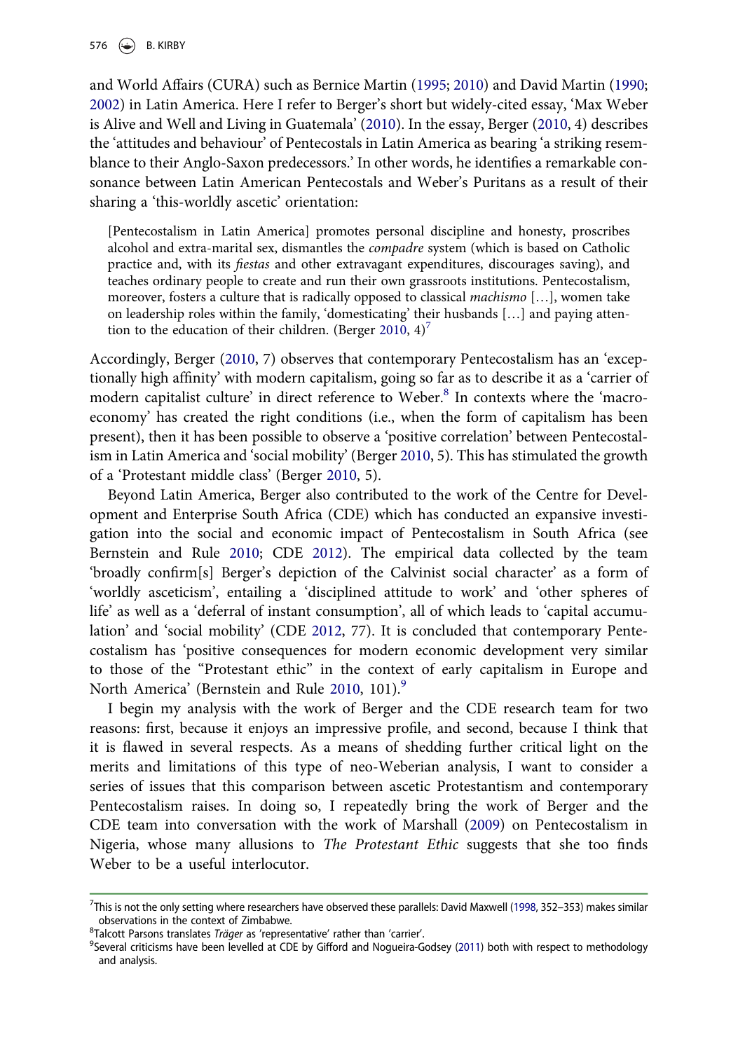and World Affairs (CURA) such as Bernice Martin (1995; 2010) and David Martin (1990; 2002) in Latin America. Here I refer to Berger's short but widely-cited essay, 'Max Weber is Alive and Well and Living in Guatemala' (2010). In the essay, Berger (2010, 4) describes the 'attitudes and behaviour' of Pentecostals in Latin America as bearing 'a striking resemblance to their Anglo-Saxon predecessors.' In other words, he identifies a remarkable consonance between Latin American Pentecostals and Weber's Puritans as a result of their sharing a 'this-worldly ascetic' orientation:

> [Pentecostalism in Latin America] promotes personal discipline and honesty, proscribes alcohol and extra-marital sex, dismantles the *compadre* system (which is based on Catholic practice and, with its *fiestas* and other extravagant expenditures, discourages saving), and teaches ordinary people to create and run their own grassroots institutions. Pentecostalism, moreover, fosters a culture that is radically opposed to classical *machismo* […], women take on leadership roles within the family, 'domesticating' their husbands […] and paying attention to the education of their children. (Berger 2010, 4)[7]

Accordingly, Berger (2010, 7) observes that contemporary Pentecostalism has an 'exceptionally high affinity' with modern capitalism, going so far as to describe it as a 'carrier of modern capitalist culture' in direct reference to Weber.[8] In contexts where the 'macro-economy' has created the right conditions (i.e., when the form of capitalism has been present), then it has been possible to observe a 'positive correlation' between Pentecostalism in Latin America and 'social mobility' (Berger 2010, 5). This has stimulated the growth of a 'Protestant middle class' (Berger 2010, 5).

Beyond Latin America, Berger also contributed to the work of the Centre for Development and Enterprise South Africa (CDE) which has conducted an expansive investigation into the social and economic impact of Pentecostalism in South Africa (see Bernstein and Rule 2010; CDE 2012). The empirical data collected by the team 'broadly confirm[s] Berger's depiction of the Calvinist social character' as a form of 'worldly asceticism', entailing a 'disciplined attitude to work' and 'other spheres of life' as well as a 'deferral of instant consumption', all of which leads to 'capital accumulation' and 'social mobility' (CDE 2012, 77). It is concluded that contemporary Pentecostalism has 'positive consequences for modern economic development very similar to those of the "Protestant ethic" in the context of early capitalism in Europe and North America' (Bernstein and Rule 2010, 101).[9]

I begin my analysis with the work of Berger and the CDE research team for two reasons: first, because it enjoys an impressive profile, and second, because I think that it is flawed in several respects. As a means of shedding further critical light on the merits and limitations of this type of neo-Weberian analysis, I want to consider a series of issues that this comparison between ascetic Protestantism and contemporary Pentecostalism raises. In doing so, I repeatedly bring the work of Berger and the CDE team into conversation with the work of Marshall (2009) on Pentecostalism in Nigeria, whose many allusions to *The Protestant Ethic* suggests that she too finds Weber to be a useful interlocutor.

---

[7]This is not the only setting where researchers have observed these parallels: David Maxwell (1998, 352–353) makes similar observations in the context of Zimbabwe.

[8]Talcott Parsons translates *Träger* as 'representative' rather than 'carrier'.

[9]Several criticisms have been levelled at CDE by Gifford and Nogueira-Godsey (2011) both with respect to methodology and analysis.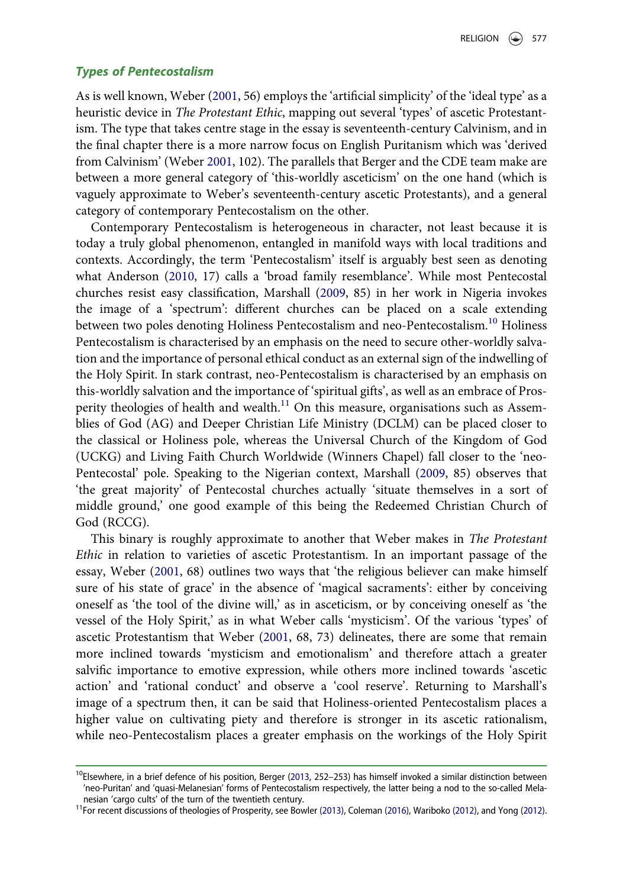### *Types of Pentecostalism*

As is well known, Weber (2001, 56) employs the 'artificial simplicity' of the 'ideal type' as a heuristic device in *The Protestant Ethic*, mapping out several 'types' of ascetic Protestantism. The type that takes centre stage in the essay is seventeenth-century Calvinism, and in the final chapter there is a more narrow focus on English Puritanism which was 'derived from Calvinism' (Weber 2001, 102). The parallels that Berger and the CDE team make are between a more general category of 'this-worldly asceticism' on the one hand (which is vaguely approximate to Weber's seventeenth-century ascetic Protestants), and a general category of contemporary Pentecostalism on the other.

Contemporary Pentecostalism is heterogeneous in character, not least because it is today a truly global phenomenon, entangled in manifold ways with local traditions and contexts. Accordingly, the term 'Pentecostalism' itself is arguably best seen as denoting what Anderson (2010, 17) calls a 'broad family resemblance'. While most Pentecostal churches resist easy classification, Marshall (2009, 85) in her work in Nigeria invokes the image of a 'spectrum': different churches can be placed on a scale extending between two poles denoting Holiness Pentecostalism and neo-Pentecostalism.[10] Holiness Pentecostalism is characterised by an emphasis on the need to secure other-worldly salvation and the importance of personal ethical conduct as an external sign of the indwelling of the Holy Spirit. In stark contrast, neo-Pentecostalism is characterised by an emphasis on this-worldly salvation and the importance of 'spiritual gifts', as well as an embrace of Prosperity theologies of health and wealth.[11] On this measure, organisations such as Assemblies of God (AG) and Deeper Christian Life Ministry (DCLM) can be placed closer to the classical or Holiness pole, whereas the Universal Church of the Kingdom of God (UCKG) and Living Faith Church Worldwide (Winners Chapel) fall closer to the 'neo-Pentecostal' pole. Speaking to the Nigerian context, Marshall (2009, 85) observes that 'the great majority' of Pentecostal churches actually 'situate themselves in a sort of middle ground,' one good example of this being the Redeemed Christian Church of God (RCCG).

This binary is roughly approximate to another that Weber makes in *The Protestant Ethic* in relation to varieties of ascetic Protestantism. In an important passage of the essay, Weber (2001, 68) outlines two ways that 'the religious believer can make himself sure of his state of grace' in the absence of 'magical sacraments': either by conceiving oneself as 'the tool of the divine will,' as in asceticism, or by conceiving oneself as 'the vessel of the Holy Spirit,' as in what Weber calls 'mysticism'. Of the various 'types' of ascetic Protestantism that Weber (2001, 68, 73) delineates, there are some that remain more inclined towards 'mysticism and emotionalism' and therefore attach a greater salvific importance to emotive expression, while others more inclined towards 'ascetic action' and 'rational conduct' and observe a 'cool reserve'. Returning to Marshall's image of a spectrum then, it can be said that Holiness-oriented Pentecostalism places a higher value on cultivating piety and therefore is stronger in its ascetic rationalism, while neo-Pentecostalism places a greater emphasis on the workings of the Holy Spirit

---

[10]Elsewhere, in a brief defence of his position, Berger (2013, 252–253) has himself invoked a similar distinction between 'neo-Puritan' and 'quasi-Melanesian' forms of Pentecostalism respectively, the latter being a nod to the so-called Melanesian 'cargo cults' of the turn of the twentieth century.

[11]For recent discussions of theologies of Prosperity, see Bowler (2013), Coleman (2016), Wariboko (2012), and Yong (2012).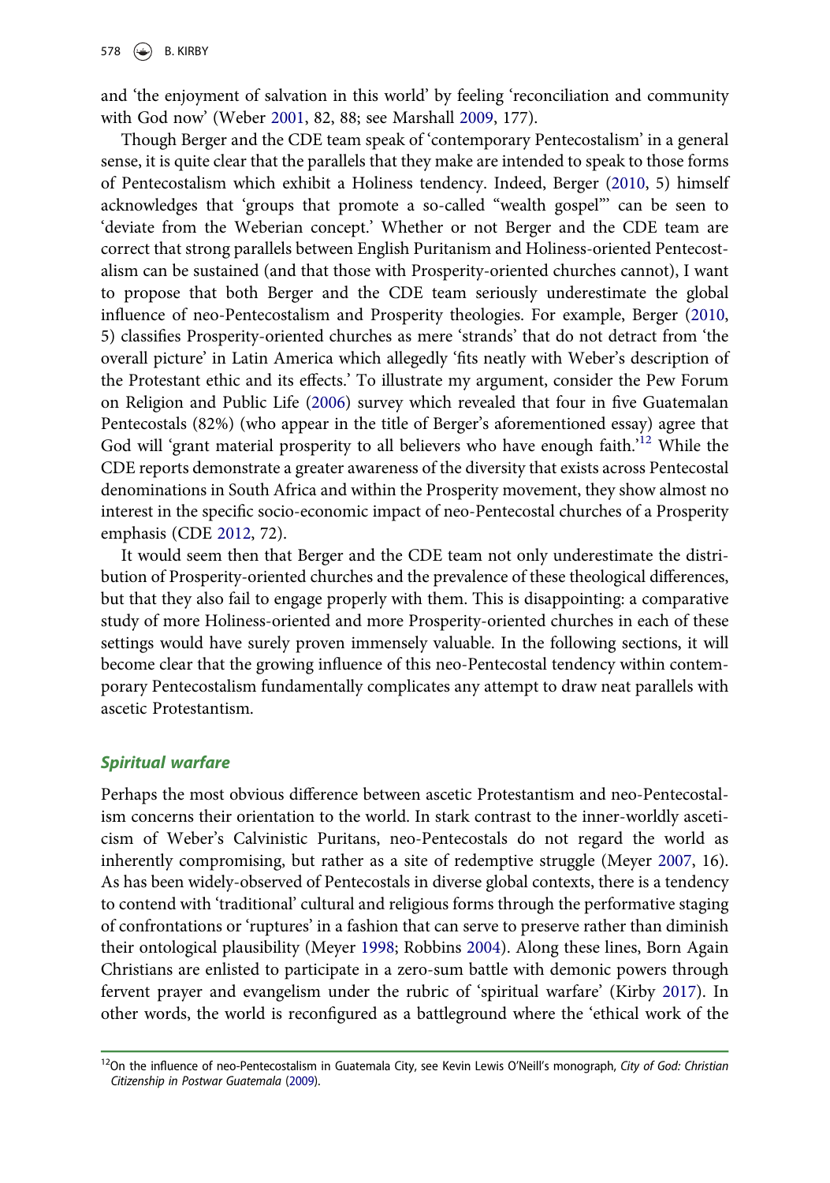and 'the enjoyment of salvation in this world' by feeling 'reconciliation and community with God now' (Weber 2001, 82, 88; see Marshall 2009, 177).

Though Berger and the CDE team speak of 'contemporary Pentecostalism' in a general sense, it is quite clear that the parallels that they make are intended to speak to those forms of Pentecostalism which exhibit a Holiness tendency. Indeed, Berger (2010, 5) himself acknowledges that 'groups that promote a so-called "wealth gospel"' can be seen to 'deviate from the Weberian concept.' Whether or not Berger and the CDE team are correct that strong parallels between English Puritanism and Holiness-oriented Pentecostalism can be sustained (and that those with Prosperity-oriented churches cannot), I want to propose that both Berger and the CDE team seriously underestimate the global influence of neo-Pentecostalism and Prosperity theologies. For example, Berger (2010, 5) classifies Prosperity-oriented churches as mere 'strands' that do not detract from 'the overall picture' in Latin America which allegedly 'fits neatly with Weber's description of the Protestant ethic and its effects.' To illustrate my argument, consider the Pew Forum on Religion and Public Life (2006) survey which revealed that four in five Guatemalan Pentecostals (82%) (who appear in the title of Berger's aforementioned essay) agree that God will 'grant material prosperity to all believers who have enough faith.'[12] While the CDE reports demonstrate a greater awareness of the diversity that exists across Pentecostal denominations in South Africa and within the Prosperity movement, they show almost no interest in the specific socio-economic impact of neo-Pentecostal churches of a Prosperity emphasis (CDE 2012, 72).

It would seem then that Berger and the CDE team not only underestimate the distribution of Prosperity-oriented churches and the prevalence of these theological differences, but that they also fail to engage properly with them. This is disappointing: a comparative study of more Holiness-oriented and more Prosperity-oriented churches in each of these settings would have surely proven immensely valuable. In the following sections, it will become clear that the growing influence of this neo-Pentecostal tendency within contemporary Pentecostalism fundamentally complicates any attempt to draw neat parallels with ascetic Protestantism.

### *Spiritual warfare*

Perhaps the most obvious difference between ascetic Protestantism and neo-Pentecostalism concerns their orientation to the world. In stark contrast to the inner-worldly asceticism of Weber's Calvinistic Puritans, neo-Pentecostals do not regard the world as inherently compromising, but rather as a site of redemptive struggle (Meyer 2007, 16). As has been widely-observed of Pentecostals in diverse global contexts, there is a tendency to contend with 'traditional' cultural and religious forms through the performative staging of confrontations or 'ruptures' in a fashion that can serve to preserve rather than diminish their ontological plausibility (Meyer 1998; Robbins 2004). Along these lines, Born Again Christians are enlisted to participate in a zero-sum battle with demonic powers through fervent prayer and evangelism under the rubric of 'spiritual warfare' (Kirby 2017). In other words, the world is reconfigured as a battleground where the 'ethical work of the

[12] On the influence of neo-Pentecostalism in Guatemala City, see Kevin Lewis O'Neill's monograph, *City of God: Christian Citizenship in Postwar Guatemala* (2009).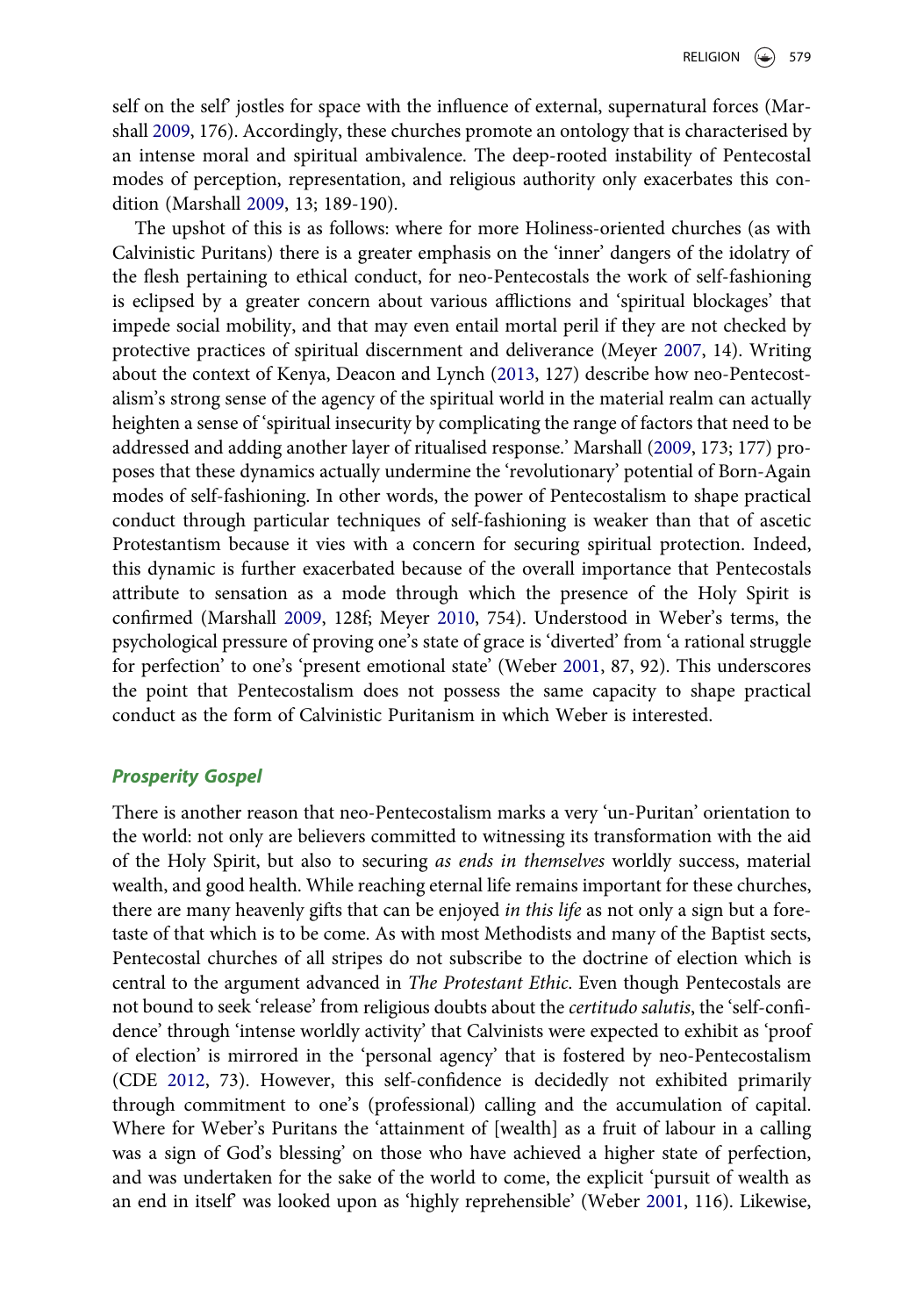self on the self' jostles for space with the influence of external, supernatural forces (Marshall 2009, 176). Accordingly, these churches promote an ontology that is characterised by an intense moral and spiritual ambivalence. The deep-rooted instability of Pentecostal modes of perception, representation, and religious authority only exacerbates this condition (Marshall 2009, 13; 189-190).

The upshot of this is as follows: where for more Holiness-oriented churches (as with Calvinistic Puritans) there is a greater emphasis on the 'inner' dangers of the idolatry of the flesh pertaining to ethical conduct, for neo-Pentecostals the work of self-fashioning is eclipsed by a greater concern about various afflictions and 'spiritual blockages' that impede social mobility, and that may even entail mortal peril if they are not checked by protective practices of spiritual discernment and deliverance (Meyer 2007, 14). Writing about the context of Kenya, Deacon and Lynch (2013, 127) describe how neo-Pentecostalism's strong sense of the agency of the spiritual world in the material realm can actually heighten a sense of 'spiritual insecurity by complicating the range of factors that need to be addressed and adding another layer of ritualised response.' Marshall (2009, 173; 177) proposes that these dynamics actually undermine the 'revolutionary' potential of Born-Again modes of self-fashioning. In other words, the power of Pentecostalism to shape practical conduct through particular techniques of self-fashioning is weaker than that of ascetic Protestantism because it vies with a concern for securing spiritual protection. Indeed, this dynamic is further exacerbated because of the overall importance that Pentecostals attribute to sensation as a mode through which the presence of the Holy Spirit is confirmed (Marshall 2009, 128f; Meyer 2010, 754). Understood in Weber's terms, the psychological pressure of proving one's state of grace is 'diverted' from 'a rational struggle for perfection' to one's 'present emotional state' (Weber 2001, 87, 92). This underscores the point that Pentecostalism does not possess the same capacity to shape practical conduct as the form of Calvinistic Puritanism in which Weber is interested.

### Prosperity Gospel

There is another reason that neo-Pentecostalism marks a very 'un-Puritan' orientation to the world: not only are believers committed to witnessing its transformation with the aid of the Holy Spirit, but also to securing *as ends in themselves* worldly success, material wealth, and good health. While reaching eternal life remains important for these churches, there are many heavenly gifts that can be enjoyed *in this life* as not only a sign but a foretaste of that which is to be come. As with most Methodists and many of the Baptist sects, Pentecostal churches of all stripes do not subscribe to the doctrine of election which is central to the argument advanced in *The Protestant Ethic*. Even though Pentecostals are not bound to seek 'release' from religious doubts about the *certitudo salutis*, the 'self-confidence' through 'intense worldly activity' that Calvinists were expected to exhibit as 'proof of election' is mirrored in the 'personal agency' that is fostered by neo-Pentecostalism (CDE 2012, 73). However, this self-confidence is decidedly not exhibited primarily through commitment to one's (professional) calling and the accumulation of capital. Where for Weber's Puritans the 'attainment of [wealth] as a fruit of labour in a calling was a sign of God's blessing' on those who have achieved a higher state of perfection, and was undertaken for the sake of the world to come, the explicit 'pursuit of wealth as an end in itself' was looked upon as 'highly reprehensible' (Weber 2001, 116). Likewise,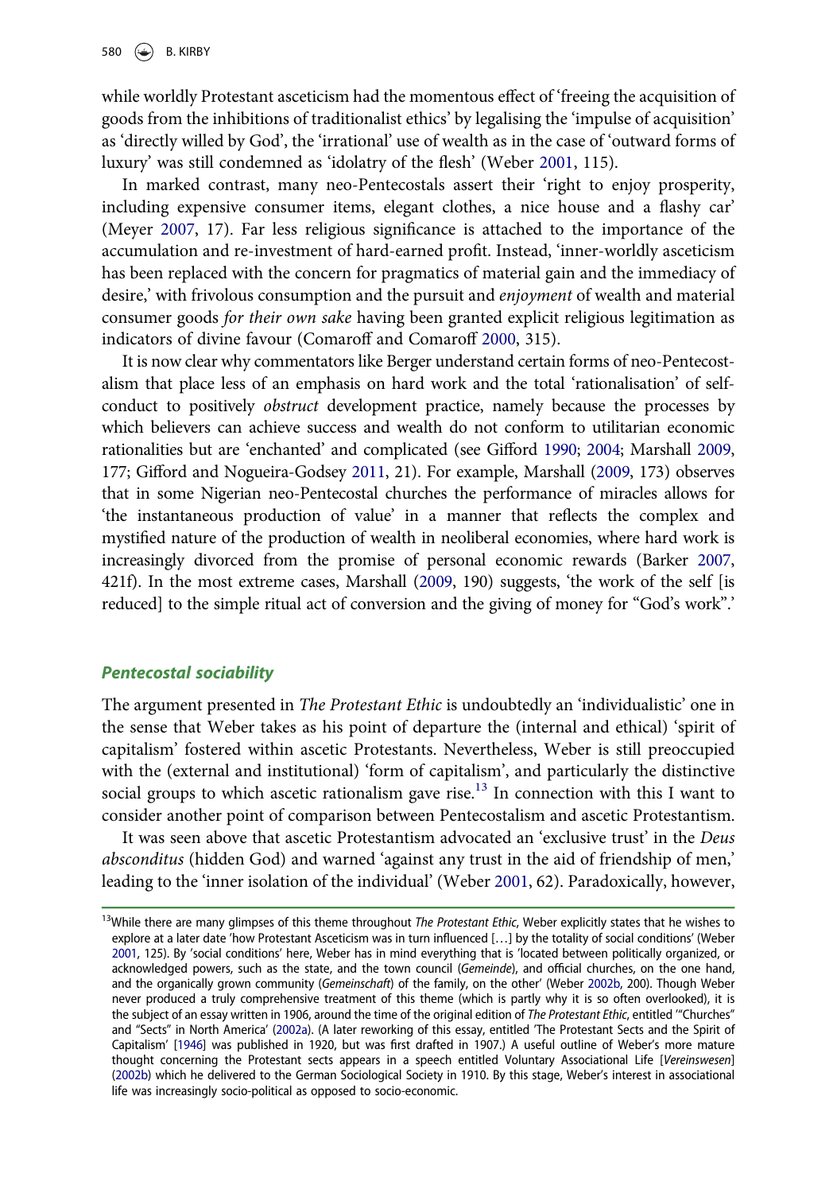while worldly Protestant asceticism had the momentous effect of 'freeing the acquisition of goods from the inhibitions of traditionalist ethics' by legalising the 'impulse of acquisition' as 'directly willed by God', the 'irrational' use of wealth as in the case of 'outward forms of luxury' was still condemned as 'idolatry of the flesh' (Weber 2001, 115).

In marked contrast, many neo-Pentecostals assert their 'right to enjoy prosperity, including expensive consumer items, elegant clothes, a nice house and a flashy car' (Meyer 2007, 17). Far less religious significance is attached to the importance of the accumulation and re-investment of hard-earned profit. Instead, 'inner-worldly asceticism has been replaced with the concern for pragmatics of material gain and the immediacy of desire,' with frivolous consumption and the pursuit and *enjoyment* of wealth and material consumer goods *for their own sake* having been granted explicit religious legitimation as indicators of divine favour (Comaroff and Comaroff 2000, 315).

It is now clear why commentators like Berger understand certain forms of neo-Pentecostalism that place less of an emphasis on hard work and the total 'rationalisation' of self-conduct to positively *obstruct* development practice, namely because the processes by which believers can achieve success and wealth do not conform to utilitarian economic rationalities but are 'enchanted' and complicated (see Gifford 1990; 2004; Marshall 2009, 177; Gifford and Nogueira-Godsey 2011, 21). For example, Marshall (2009, 173) observes that in some Nigerian neo-Pentecostal churches the performance of miracles allows for 'the instantaneous production of value' in a manner that reflects the complex and mystified nature of the production of wealth in neoliberal economies, where hard work is increasingly divorced from the promise of personal economic rewards (Barker 2007, 421f). In the most extreme cases, Marshall (2009, 190) suggests, 'the work of the self [is reduced] to the simple ritual act of conversion and the giving of money for "God's work".'

## Pentecostal sociability

The argument presented in *The Protestant Ethic* is undoubtedly an 'individualistic' one in the sense that Weber takes as his point of departure the (internal and ethical) 'spirit of capitalism' fostered within ascetic Protestants. Nevertheless, Weber is still preoccupied with the (external and institutional) 'form of capitalism', and particularly the distinctive social groups to which ascetic rationalism gave rise.[13] In connection with this I want to consider another point of comparison between Pentecostalism and ascetic Protestantism.

It was seen above that ascetic Protestantism advocated an 'exclusive trust' in the *Deus absconditus* (hidden God) and warned 'against any trust in the aid of friendship of men,' leading to the 'inner isolation of the individual' (Weber 2001, 62). Paradoxically, however,

[13]While there are many glimpses of this theme throughout *The Protestant Ethic*, Weber explicitly states that he wishes to explore at a later date 'how Protestant Asceticism was in turn influenced […] by the totality of social conditions' (Weber 2001, 125). By 'social conditions' here, Weber has in mind everything that is 'located between politically organized, or acknowledged powers, such as the state, and the town council (*Gemeinde*), and official churches, on the one hand, and the organically grown community (*Gemeinschaft*) of the family, on the other' (Weber 2002b, 200). Though Weber never produced a truly comprehensive treatment of this theme (which is partly why it is so often overlooked), it is the subject of an essay written in 1906, around the time of the original edition of *The Protestant Ethic*, entitled '"Churches" and "Sects" in North America' (2002a). (A later reworking of this essay, entitled 'The Protestant Sects and the Spirit of Capitalism' [1946] was published in 1920, but was first drafted in 1907.) A useful outline of Weber's more mature thought concerning the Protestant sects appears in a speech entitled Voluntary Associational Life [*Vereinswesen*] (2002b) which he delivered to the German Sociological Society in 1910. By this stage, Weber's interest in associational life was increasingly socio-political as opposed to socio-economic.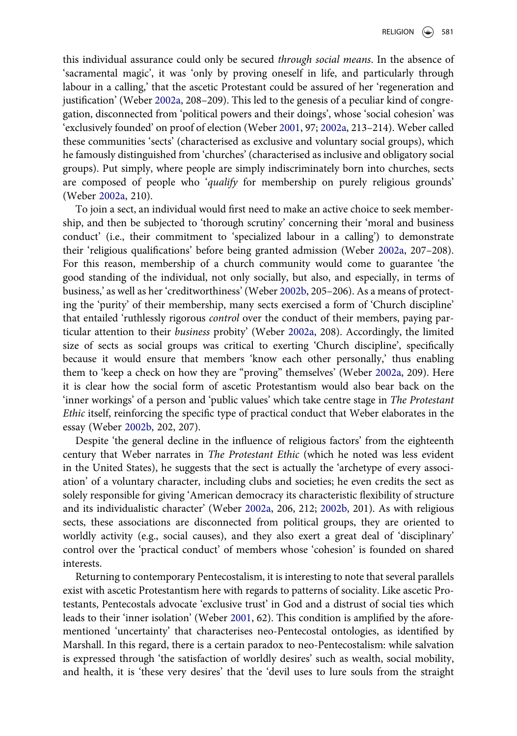this individual assurance could only be secured *through social means*. In the absence of 'sacramental magic', it was 'only by proving oneself in life, and particularly through labour in a calling,' that the ascetic Protestant could be assured of her 'regeneration and justification' (Weber 2002a, 208–209). This led to the genesis of a peculiar kind of congregation, disconnected from 'political powers and their doings', whose 'social cohesion' was 'exclusively founded' on proof of election (Weber 2001, 97; 2002a, 213–214). Weber called these communities 'sects' (characterised as exclusive and voluntary social groups), which he famously distinguished from 'churches' (characterised as inclusive and obligatory social groups). Put simply, where people are simply indiscriminately born into churches, sects are composed of people who '*qualify* for membership on purely religious grounds' (Weber 2002a, 210).

To join a sect, an individual would first need to make an active choice to seek membership, and then be subjected to 'thorough scrutiny' concerning their 'moral and business conduct' (i.e., their commitment to 'specialized labour in a calling') to demonstrate their 'religious qualifications' before being granted admission (Weber 2002a, 207–208). For this reason, membership of a church community would come to guarantee 'the good standing of the individual, not only socially, but also, and especially, in terms of business,' as well as her 'creditworthiness' (Weber 2002b, 205–206). As a means of protecting the 'purity' of their membership, many sects exercised a form of 'Church discipline' that entailed 'ruthlessly rigorous *control* over the conduct of their members, paying particular attention to their *business* probity' (Weber 2002a, 208). Accordingly, the limited size of sects as social groups was critical to exerting 'Church discipline', specifically because it would ensure that members 'know each other personally,' thus enabling them to 'keep a check on how they are "proving" themselves' (Weber 2002a, 209). Here it is clear how the social form of ascetic Protestantism would also bear back on the 'inner workings' of a person and 'public values' which take centre stage in *The Protestant Ethic* itself, reinforcing the specific type of practical conduct that Weber elaborates in the essay (Weber 2002b, 202, 207).

Despite 'the general decline in the influence of religious factors' from the eighteenth century that Weber narrates in *The Protestant Ethic* (which he noted was less evident in the United States), he suggests that the sect is actually the 'archetype of every association' of a voluntary character, including clubs and societies; he even credits the sect as solely responsible for giving 'American democracy its characteristic flexibility of structure and its individualistic character' (Weber 2002a, 206, 212; 2002b, 201). As with religious sects, these associations are disconnected from political groups, they are oriented to worldly activity (e.g., social causes), and they also exert a great deal of 'disciplinary' control over the 'practical conduct' of members whose 'cohesion' is founded on shared interests.

Returning to contemporary Pentecostalism, it is interesting to note that several parallels exist with ascetic Protestantism here with regards to patterns of sociality. Like ascetic Protestants, Pentecostals advocate 'exclusive trust' in God and a distrust of social ties which leads to their 'inner isolation' (Weber 2001, 62). This condition is amplified by the aforementioned 'uncertainty' that characterises neo-Pentecostal ontologies, as identified by Marshall. In this regard, there is a certain paradox to neo-Pentecostalism: while salvation is expressed through 'the satisfaction of worldly desires' such as wealth, social mobility, and health, it is 'these very desires' that the 'devil uses to lure souls from the straight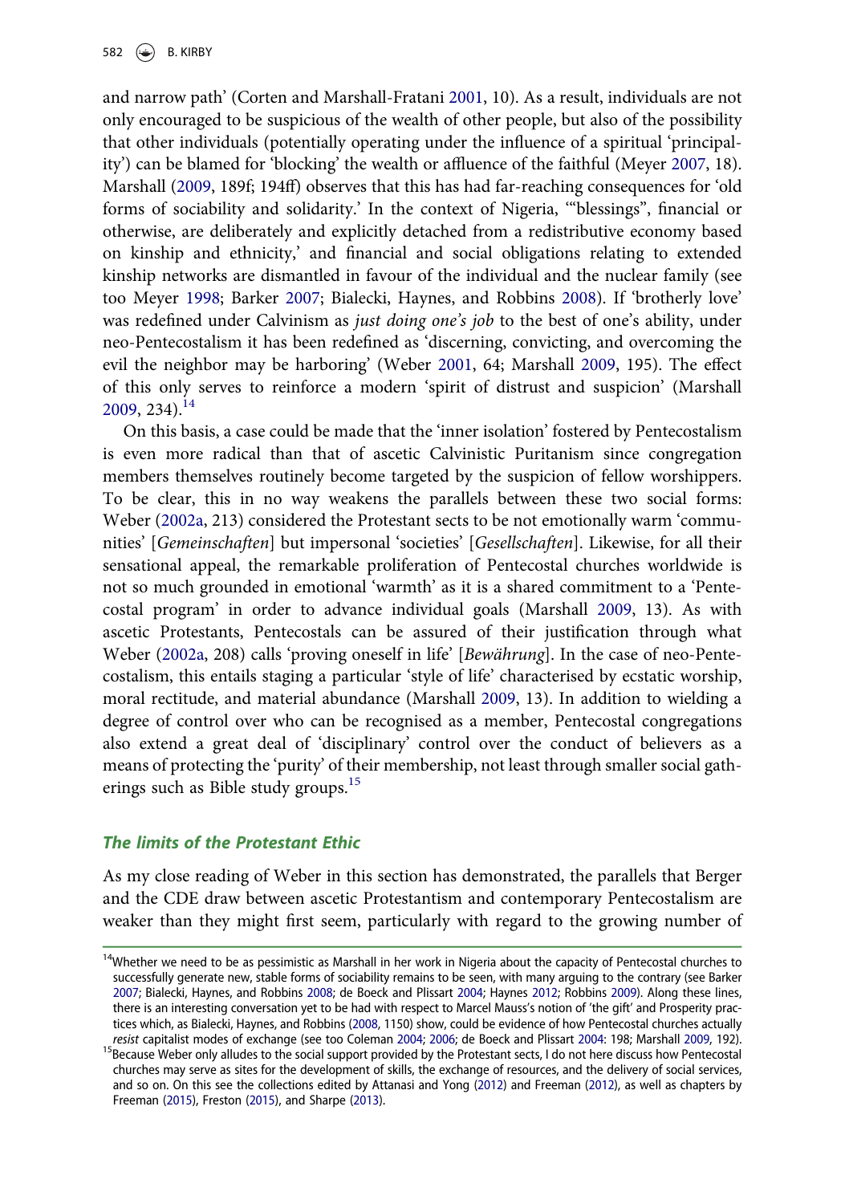and narrow path' (Corten and Marshall-Fratani 2001, 10). As a result, individuals are not only encouraged to be suspicious of the wealth of other people, but also of the possibility that other individuals (potentially operating under the influence of a spiritual 'principality') can be blamed for 'blocking' the wealth or affluence of the faithful (Meyer 2007, 18). Marshall (2009, 189f; 194ff) observes that this has had far-reaching consequences for 'old forms of sociability and solidarity.' In the context of Nigeria, '"blessings", financial or otherwise, are deliberately and explicitly detached from a redistributive economy based on kinship and ethnicity,' and financial and social obligations relating to extended kinship networks are dismantled in favour of the individual and the nuclear family (see too Meyer 1998; Barker 2007; Bialecki, Haynes, and Robbins 2008). If 'brotherly love' was redefined under Calvinism as *just doing one's job* to the best of one's ability, under neo-Pentecostalism it has been redefined as 'discerning, convicting, and overcoming the evil the neighbor may be harboring' (Weber 2001, 64; Marshall 2009, 195). The effect of this only serves to reinforce a modern 'spirit of distrust and suspicion' (Marshall 2009, 234).[14]

On this basis, a case could be made that the 'inner isolation' fostered by Pentecostalism is even more radical than that of ascetic Calvinistic Puritanism since congregation members themselves routinely become targeted by the suspicion of fellow worshippers. To be clear, this in no way weakens the parallels between these two social forms: Weber (2002a, 213) considered the Protestant sects to be not emotionally warm 'communities' [*Gemeinschaften*] but impersonal 'societies' [*Gesellschaften*]. Likewise, for all their sensational appeal, the remarkable proliferation of Pentecostal churches worldwide is not so much grounded in emotional 'warmth' as it is a shared commitment to a 'Pentecostal program' in order to advance individual goals (Marshall 2009, 13). As with ascetic Protestants, Pentecostals can be assured of their justification through what Weber (2002a, 208) calls 'proving oneself in life' [*Bewährung*]. In the case of neo-Pentecostalism, this entails staging a particular 'style of life' characterised by ecstatic worship, moral rectitude, and material abundance (Marshall 2009, 13). In addition to wielding a degree of control over who can be recognised as a member, Pentecostal congregations also extend a great deal of 'disciplinary' control over the conduct of believers as a means of protecting the 'purity' of their membership, not least through smaller social gatherings such as Bible study groups.[15]

### The limits of the Protestant Ethic

As my close reading of Weber in this section has demonstrated, the parallels that Berger and the CDE draw between ascetic Protestantism and contemporary Pentecostalism are weaker than they might first seem, particularly with regard to the growing number of

[14] Whether we need to be as pessimistic as Marshall in her work in Nigeria about the capacity of Pentecostal churches to successfully generate new, stable forms of sociability remains to be seen, with many arguing to the contrary (see Barker 2007; Bialecki, Haynes, and Robbins 2008; de Boeck and Plissart 2004; Haynes 2012; Robbins 2009). Along these lines, there is an interesting conversation yet to be had with respect to Marcel Mauss's notion of 'the gift' and Prosperity practices which, as Bialecki, Haynes, and Robbins (2008, 1150) show, could be evidence of how Pentecostal churches actually *resist* capitalist modes of exchange (see too Coleman 2004; 2006; de Boeck and Plissart 2004: 198; Marshall 2009, 192).

[15] Because Weber only alludes to the social support provided by the Protestant sects, I do not here discuss how Pentecostal churches may serve as sites for the development of skills, the exchange of resources, and the delivery of social services, and so on. On this see the collections edited by Attanasi and Yong (2012) and Freeman (2012), as well as chapters by Freeman (2015), Freston (2015), and Sharpe (2013).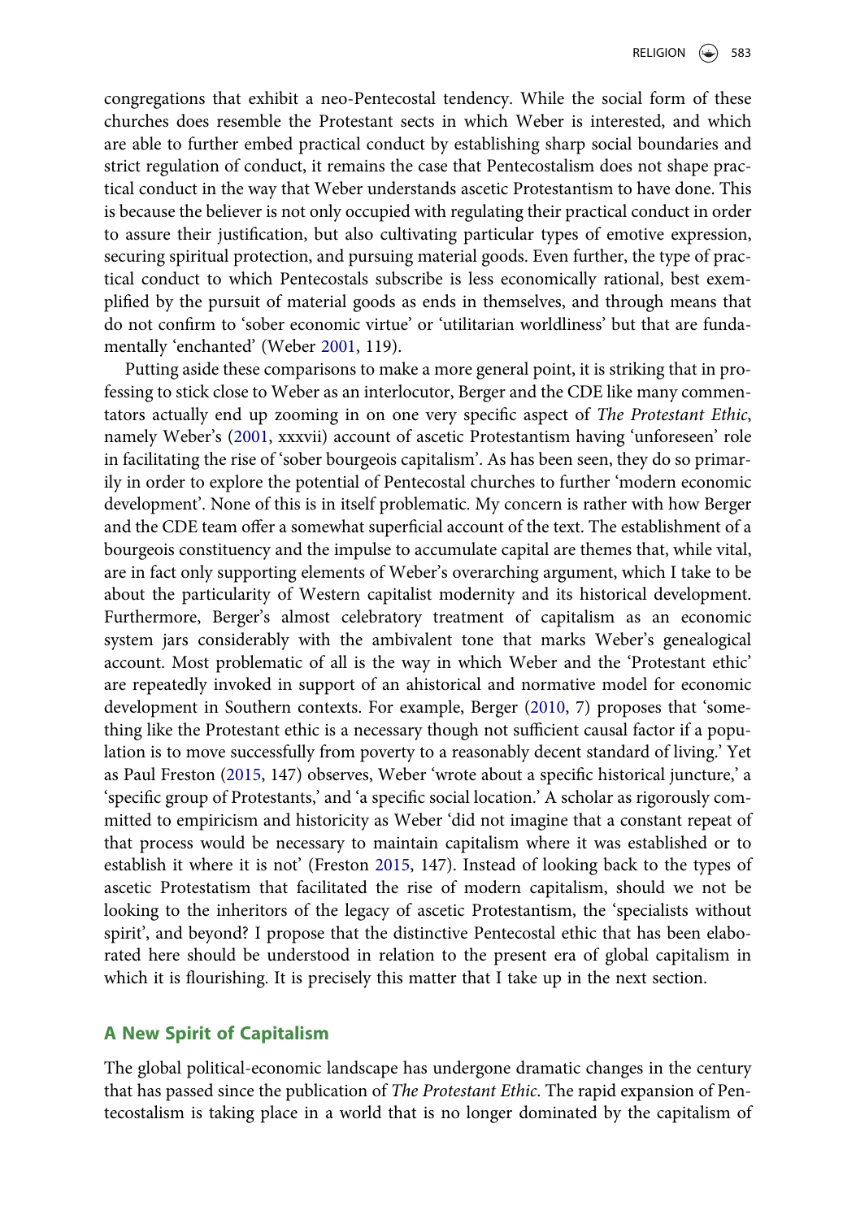congregations that exhibit a neo-Pentecostal tendency. While the social form of these churches does resemble the Protestant sects in which Weber is interested, and which are able to further embed practical conduct by establishing sharp social boundaries and strict regulation of conduct, it remains the case that Pentecostalism does not shape practical conduct in the way that Weber understands ascetic Protestantism to have done. This is because the believer is not only occupied with regulating their practical conduct in order to assure their justification, but also cultivating particular types of emotive expression, securing spiritual protection, and pursuing material goods. Even further, the type of practical conduct to which Pentecostals subscribe is less economically rational, best exemplified by the pursuit of material goods as ends in themselves, and through means that do not confirm to 'sober economic virtue' or 'utilitarian worldliness' but that are fundamentally 'enchanted' (Weber 2001, 119).

Putting aside these comparisons to make a more general point, it is striking that in professing to stick close to Weber as an interlocutor, Berger and the CDE like many commentators actually end up zooming in on one very specific aspect of *The Protestant Ethic*, namely Weber's (2001, xxxvii) account of ascetic Protestantism having 'unforeseen' role in facilitating the rise of 'sober bourgeois capitalism'. As has been seen, they do so primarily in order to explore the potential of Pentecostal churches to further 'modern economic development'. None of this is in itself problematic. My concern is rather with how Berger and the CDE team offer a somewhat superficial account of the text. The establishment of a bourgeois constituency and the impulse to accumulate capital are themes that, while vital, are in fact only supporting elements of Weber's overarching argument, which I take to be about the particularity of Western capitalist modernity and its historical development. Furthermore, Berger's almost celebratory treatment of capitalism as an economic system jars considerably with the ambivalent tone that marks Weber's genealogical account. Most problematic of all is the way in which Weber and the 'Protestant ethic' are repeatedly invoked in support of an ahistorical and normative model for economic development in Southern contexts. For example, Berger (2010, 7) proposes that 'something like the Protestant ethic is a necessary though not sufficient causal factor if a population is to move successfully from poverty to a reasonably decent standard of living.' Yet as Paul Freston (2015, 147) observes, Weber 'wrote about a specific historical juncture,' a 'specific group of Protestants,' and 'a specific social location.' A scholar as rigorously committed to empiricism and historicity as Weber 'did not imagine that a constant repeat of that process would be necessary to maintain capitalism where it was established or to establish it where it is not' (Freston 2015, 147). Instead of looking back to the types of ascetic Protestatism that facilitated the rise of modern capitalism, should we not be looking to the inheritors of the legacy of ascetic Protestantism, the 'specialists without spirit', and beyond? I propose that the distinctive Pentecostal ethic that has been elaborated here should be understood in relation to the present era of global capitalism in which it is flourishing. It is precisely this matter that I take up in the next section.

## A New Spirit of Capitalism

The global political-economic landscape has undergone dramatic changes in the century that has passed since the publication of *The Protestant Ethic*. The rapid expansion of Pentecostalism is taking place in a world that is no longer dominated by the capitalism of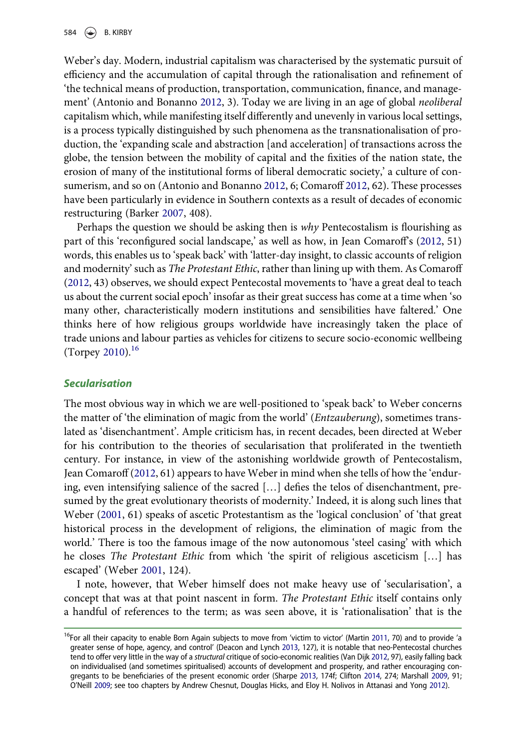Weber's day. Modern, industrial capitalism was characterised by the systematic pursuit of efficiency and the accumulation of capital through the rationalisation and refinement of 'the technical means of production, transportation, communication, finance, and management' (Antonio and Bonanno 2012, 3). Today we are living in an age of global *neoliberal* capitalism which, while manifesting itself differently and unevenly in various local settings, is a process typically distinguished by such phenomena as the transnationalisation of production, the 'expanding scale and abstraction [and acceleration] of transactions across the globe, the tension between the mobility of capital and the fixities of the nation state, the erosion of many of the institutional forms of liberal democratic society,' a culture of consumerism, and so on (Antonio and Bonanno 2012, 6; Comaroff 2012, 62). These processes have been particularly in evidence in Southern contexts as a result of decades of economic restructuring (Barker 2007, 408).

Perhaps the question we should be asking then is *why* Pentecostalism is flourishing as part of this 'reconfigured social landscape,' as well as how, in Jean Comaroff's (2012, 51) words, this enables us to 'speak back' with 'latter-day insight, to classic accounts of religion and modernity' such as *The Protestant Ethic*, rather than lining up with them. As Comaroff (2012, 43) observes, we should expect Pentecostal movements to 'have a great deal to teach us about the current social epoch' insofar as their great success has come at a time when 'so many other, characteristically modern institutions and sensibilities have faltered.' One thinks here of how religious groups worldwide have increasingly taken the place of trade unions and labour parties as vehicles for citizens to secure socio-economic wellbeing (Torpey 2010).[16]

### Secularisation

The most obvious way in which we are well-positioned to 'speak back' to Weber concerns the matter of 'the elimination of magic from the world' (*Entzauberung*), sometimes translated as 'disenchantment'. Ample criticism has, in recent decades, been directed at Weber for his contribution to the theories of secularisation that proliferated in the twentieth century. For instance, in view of the astonishing worldwide growth of Pentecostalism, Jean Comaroff (2012, 61) appears to have Weber in mind when she tells of how the 'enduring, even intensifying salience of the sacred […] defies the telos of disenchantment, presumed by the great evolutionary theorists of modernity.' Indeed, it is along such lines that Weber (2001, 61) speaks of ascetic Protestantism as the 'logical conclusion' of 'that great historical process in the development of religions, the elimination of magic from the world.' There is too the famous image of the now autonomous 'steel casing' with which he closes *The Protestant Ethic* from which 'the spirit of religious asceticism […] has escaped' (Weber 2001, 124).

I note, however, that Weber himself does not make heavy use of 'secularisation', a concept that was at that point nascent in form. *The Protestant Ethic* itself contains only a handful of references to the term; as was seen above, it is 'rationalisation' that is the

---

[16] For all their capacity to enable Born Again subjects to move from 'victim to victor' (Martin 2011, 70) and to provide 'a greater sense of hope, agency, and control' (Deacon and Lynch 2013, 127), it is notable that neo-Pentecostal churches tend to offer very little in the way of a *structural* critique of socio-economic realities (Van Dijk 2012, 97), easily falling back on individualised (and sometimes spiritualised) accounts of development and prosperity, and rather encouraging congregants to be beneficiaries of the present economic order (Sharpe 2013, 174f; Clifton 2014, 274; Marshall 2009, 91; O'Neill 2009; see too chapters by Andrew Chesnut, Douglas Hicks, and Eloy H. Nolivos in Attanasi and Yong 2012).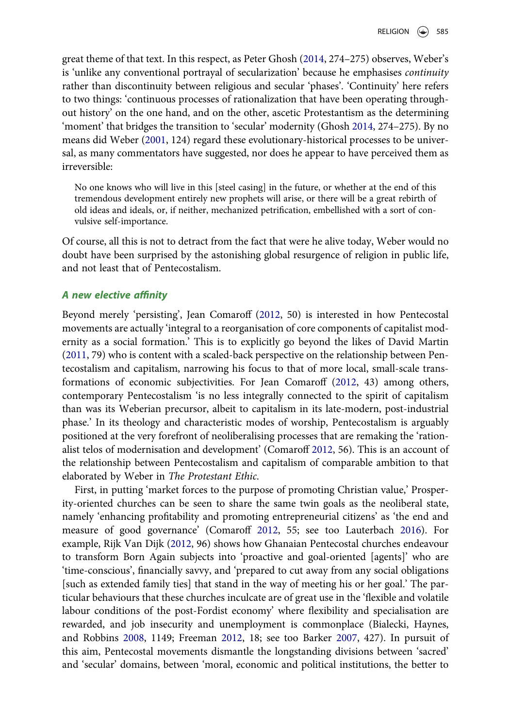great theme of that text. In this respect, as Peter Ghosh (2014, 274–275) observes, Weber's is 'unlike any conventional portrayal of secularization' because he emphasises *continuity* rather than discontinuity between religious and secular 'phases'. 'Continuity' here refers to two things: 'continuous processes of rationalization that have been operating throughout history' on the one hand, and on the other, ascetic Protestantism as the determining 'moment' that bridges the transition to 'secular' modernity (Ghosh 2014, 274–275). By no means did Weber (2001, 124) regard these evolutionary-historical processes to be universal, as many commentators have suggested, nor does he appear to have perceived them as irreversible:

> No one knows who will live in this [steel casing] in the future, or whether at the end of this tremendous development entirely new prophets will arise, or there will be a great rebirth of old ideas and ideals, or, if neither, mechanized petrification, embellished with a sort of convulsive self-importance.

Of course, all this is not to detract from the fact that were he alive today, Weber would no doubt have been surprised by the astonishing global resurgence of religion in public life, and not least that of Pentecostalism.

### *A new elective affinity*

Beyond merely 'persisting', Jean Comaroff (2012, 50) is interested in how Pentecostal movements are actually 'integral to a reorganisation of core components of capitalist modernity as a social formation.' This is to explicitly go beyond the likes of David Martin (2011, 79) who is content with a scaled-back perspective on the relationship between Pentecostalism and capitalism, narrowing his focus to that of more local, small-scale transformations of economic subjectivities. For Jean Comaroff (2012, 43) among others, contemporary Pentecostalism 'is no less integrally connected to the spirit of capitalism than was its Weberian precursor, albeit to capitalism in its late-modern, post-industrial phase.' In its theology and characteristic modes of worship, Pentecostalism is arguably positioned at the very forefront of neoliberalising processes that are remaking the 'rationalist telos of modernisation and development' (Comaroff 2012, 56). This is an account of the relationship between Pentecostalism and capitalism of comparable ambition to that elaborated by Weber in *The Protestant Ethic*.

First, in putting 'market forces to the purpose of promoting Christian value,' Prosperity-oriented churches can be seen to share the same twin goals as the neoliberal state, namely 'enhancing profitability and promoting entrepreneurial citizens' as 'the end and measure of good governance' (Comaroff 2012, 55; see too Lauterbach 2016). For example, Rijk Van Dijk (2012, 96) shows how Ghanaian Pentecostal churches endeavour to transform Born Again subjects into 'proactive and goal-oriented [agents]' who are 'time-conscious', financially savvy, and 'prepared to cut away from any social obligations [such as extended family ties] that stand in the way of meeting his or her goal.' The particular behaviours that these churches inculcate are of great use in the 'flexible and volatile labour conditions of the post-Fordist economy' where flexibility and specialisation are rewarded, and job insecurity and unemployment is commonplace (Bialecki, Haynes, and Robbins 2008, 1149; Freeman 2012, 18; see too Barker 2007, 427). In pursuit of this aim, Pentecostal movements dismantle the longstanding divisions between 'sacred' and 'secular' domains, between 'moral, economic and political institutions, the better to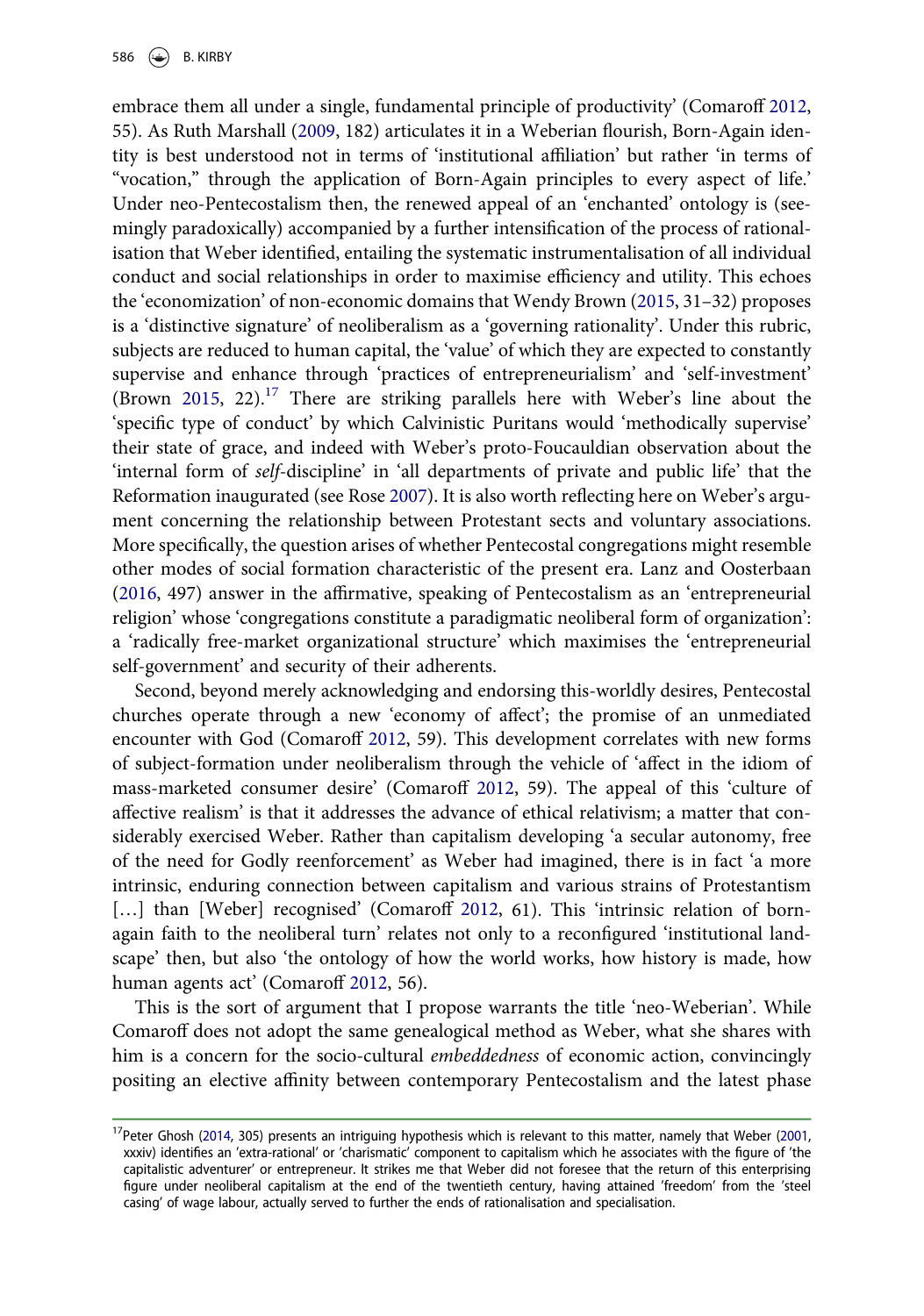embrace them all under a single, fundamental principle of productivity' (Comaroff 2012, 55). As Ruth Marshall (2009, 182) articulates it in a Weberian flourish, Born-Again identity is best understood not in terms of 'institutional affiliation' but rather 'in terms of "vocation," through the application of Born-Again principles to every aspect of life.' Under neo-Pentecostalism then, the renewed appeal of an 'enchanted' ontology is (seemingly paradoxically) accompanied by a further intensification of the process of rationalisation that Weber identified, entailing the systematic instrumentalisation of all individual conduct and social relationships in order to maximise efficiency and utility. This echoes the 'economization' of non-economic domains that Wendy Brown (2015, 31–32) proposes is a 'distinctive signature' of neoliberalism as a 'governing rationality'. Under this rubric, subjects are reduced to human capital, the 'value' of which they are expected to constantly supervise and enhance through 'practices of entrepreneurialism' and 'self-investment' (Brown 2015, 22).[17] There are striking parallels here with Weber's line about the 'specific type of conduct' by which Calvinistic Puritans would 'methodically supervise' their state of grace, and indeed with Weber's proto-Foucauldian observation about the 'internal form of *self*-discipline' in 'all departments of private and public life' that the Reformation inaugurated (see Rose 2007). It is also worth reflecting here on Weber's argument concerning the relationship between Protestant sects and voluntary associations. More specifically, the question arises of whether Pentecostal congregations might resemble other modes of social formation characteristic of the present era. Lanz and Oosterbaan (2016, 497) answer in the affirmative, speaking of Pentecostalism as an 'entrepreneurial religion' whose 'congregations constitute a paradigmatic neoliberal form of organization': a 'radically free-market organizational structure' which maximises the 'entrepreneurial self-government' and security of their adherents.

Second, beyond merely acknowledging and endorsing this-worldly desires, Pentecostal churches operate through a new 'economy of affect'; the promise of an unmediated encounter with God (Comaroff 2012, 59). This development correlates with new forms of subject-formation under neoliberalism through the vehicle of 'affect in the idiom of mass-marketed consumer desire' (Comaroff 2012, 59). The appeal of this 'culture of affective realism' is that it addresses the advance of ethical relativism; a matter that considerably exercised Weber. Rather than capitalism developing 'a secular autonomy, free of the need for Godly reenforcement' as Weber had imagined, there is in fact 'a more intrinsic, enduring connection between capitalism and various strains of Protestantism […] than [Weber] recognised' (Comaroff 2012, 61). This 'intrinsic relation of born-again faith to the neoliberal turn' relates not only to a reconfigured 'institutional landscape' then, but also 'the ontology of how the world works, how history is made, how human agents act' (Comaroff 2012, 56).

This is the sort of argument that I propose warrants the title 'neo-Weberian'. While Comaroff does not adopt the same genealogical method as Weber, what she shares with him is a concern for the socio-cultural *embeddedness* of economic action, convincingly positing an elective affinity between contemporary Pentecostalism and the latest phase

---

[17] Peter Ghosh (2014, 305) presents an intriguing hypothesis which is relevant to this matter, namely that Weber (2001, xxxiv) identifies an 'extra-rational' or 'charismatic' component to capitalism which he associates with the figure of 'the capitalistic adventurer' or entrepreneur. It strikes me that Weber did not foresee that the return of this enterprising figure under neoliberal capitalism at the end of the twentieth century, having attained 'freedom' from the 'steel casing' of wage labour, actually served to further the ends of rationalisation and specialisation.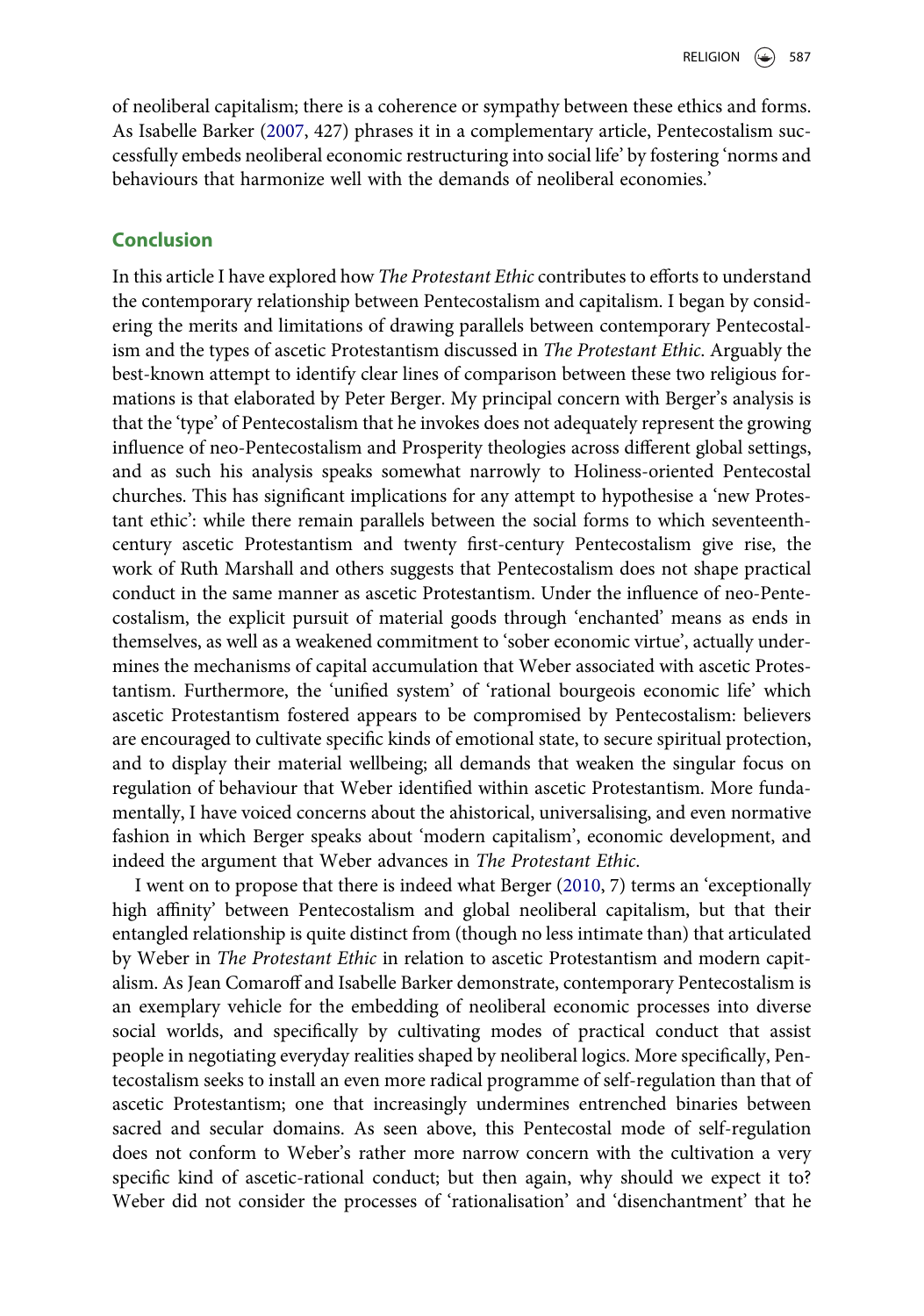of neoliberal capitalism; there is a coherence or sympathy between these ethics and forms. As Isabelle Barker (2007, 427) phrases it in a complementary article, Pentecostalism successfully embeds neoliberal economic restructuring into social life' by fostering 'norms and behaviours that harmonize well with the demands of neoliberal economies.'

## Conclusion

In this article I have explored how *The Protestant Ethic* contributes to efforts to understand the contemporary relationship between Pentecostalism and capitalism. I began by considering the merits and limitations of drawing parallels between contemporary Pentecostalism and the types of ascetic Protestantism discussed in *The Protestant Ethic*. Arguably the best-known attempt to identify clear lines of comparison between these two religious formations is that elaborated by Peter Berger. My principal concern with Berger's analysis is that the 'type' of Pentecostalism that he invokes does not adequately represent the growing influence of neo-Pentecostalism and Prosperity theologies across different global settings, and as such his analysis speaks somewhat narrowly to Holiness-oriented Pentecostal churches. This has significant implications for any attempt to hypothesise a 'new Protestant ethic': while there remain parallels between the social forms to which seventeenth-century ascetic Protestantism and twenty first-century Pentecostalism give rise, the work of Ruth Marshall and others suggests that Pentecostalism does not shape practical conduct in the same manner as ascetic Protestantism. Under the influence of neo-Pentecostalism, the explicit pursuit of material goods through 'enchanted' means as ends in themselves, as well as a weakened commitment to 'sober economic virtue', actually undermines the mechanisms of capital accumulation that Weber associated with ascetic Protestantism. Furthermore, the 'unified system' of 'rational bourgeois economic life' which ascetic Protestantism fostered appears to be compromised by Pentecostalism: believers are encouraged to cultivate specific kinds of emotional state, to secure spiritual protection, and to display their material wellbeing; all demands that weaken the singular focus on regulation of behaviour that Weber identified within ascetic Protestantism. More fundamentally, I have voiced concerns about the ahistorical, universalising, and even normative fashion in which Berger speaks about 'modern capitalism', economic development, and indeed the argument that Weber advances in *The Protestant Ethic*.

I went on to propose that there is indeed what Berger (2010, 7) terms an 'exceptionally high affinity' between Pentecostalism and global neoliberal capitalism, but that their entangled relationship is quite distinct from (though no less intimate than) that articulated by Weber in *The Protestant Ethic* in relation to ascetic Protestantism and modern capitalism. As Jean Comaroff and Isabelle Barker demonstrate, contemporary Pentecostalism is an exemplary vehicle for the embedding of neoliberal economic processes into diverse social worlds, and specifically by cultivating modes of practical conduct that assist people in negotiating everyday realities shaped by neoliberal logics. More specifically, Pentecostalism seeks to install an even more radical programme of self-regulation than that of ascetic Protestantism; one that increasingly undermines entrenched binaries between sacred and secular domains. As seen above, this Pentecostal mode of self-regulation does not conform to Weber's rather more narrow concern with the cultivation a very specific kind of ascetic-rational conduct; but then again, why should we expect it to? Weber did not consider the processes of 'rationalisation' and 'disenchantment' that he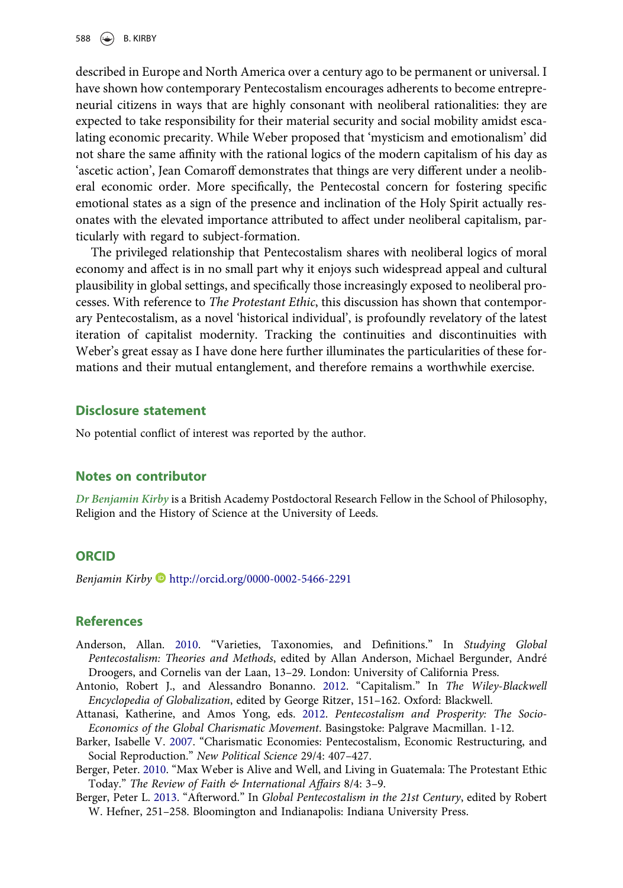described in Europe and North America over a century ago to be permanent or universal. I have shown how contemporary Pentecostalism encourages adherents to become entrepreneurial citizens in ways that are highly consonant with neoliberal rationalities: they are expected to take responsibility for their material security and social mobility amidst escalating economic precarity. While Weber proposed that 'mysticism and emotionalism' did not share the same affinity with the rational logics of the modern capitalism of his day as 'ascetic action', Jean Comaroff demonstrates that things are very different under a neoliberal economic order. More specifically, the Pentecostal concern for fostering specific emotional states as a sign of the presence and inclination of the Holy Spirit actually resonates with the elevated importance attributed to affect under neoliberal capitalism, particularly with regard to subject-formation.

The privileged relationship that Pentecostalism shares with neoliberal logics of moral economy and affect is in no small part why it enjoys such widespread appeal and cultural plausibility in global settings, and specifically those increasingly exposed to neoliberal processes. With reference to *The Protestant Ethic*, this discussion has shown that contemporary Pentecostalism, as a novel 'historical individual', is profoundly revelatory of the latest iteration of capitalist modernity. Tracking the continuities and discontinuities with Weber's great essay as I have done here further illuminates the particularities of these formations and their mutual entanglement, and therefore remains a worthwhile exercise.

## Disclosure statement

No potential conflict of interest was reported by the author.

## Notes on contributor

*Dr Benjamin Kirby* is a British Academy Postdoctoral Research Fellow in the School of Philosophy, Religion and the History of Science at the University of Leeds.

## ORCID

*Benjamin Kirby* http://orcid.org/0000-0002-5466-2291

## References

Anderson, Allan. 2010. "Varieties, Taxonomies, and Definitions." In *Studying Global Pentecostalism: Theories and Methods*, edited by Allan Anderson, Michael Bergunder, André Droogers, and Cornelis van der Laan, 13–29. London: University of California Press.

Antonio, Robert J., and Alessandro Bonanno. 2012. "Capitalism." In *The Wiley-Blackwell Encyclopedia of Globalization*, edited by George Ritzer, 151–162. Oxford: Blackwell.

Attanasi, Katherine, and Amos Yong, eds. 2012. *Pentecostalism and Prosperity: The Socio-Economics of the Global Charismatic Movement*. Basingstoke: Palgrave Macmillan. 1-12.

Barker, Isabelle V. 2007. "Charismatic Economies: Pentecostalism, Economic Restructuring, and Social Reproduction." *New Political Science* 29/4: 407–427.

Berger, Peter. 2010. "Max Weber is Alive and Well, and Living in Guatemala: The Protestant Ethic Today." *The Review of Faith & International Affairs* 8/4: 3–9.

Berger, Peter L. 2013. "Afterword." In *Global Pentecostalism in the 21st Century*, edited by Robert W. Hefner, 251–258. Bloomington and Indianapolis: Indiana University Press.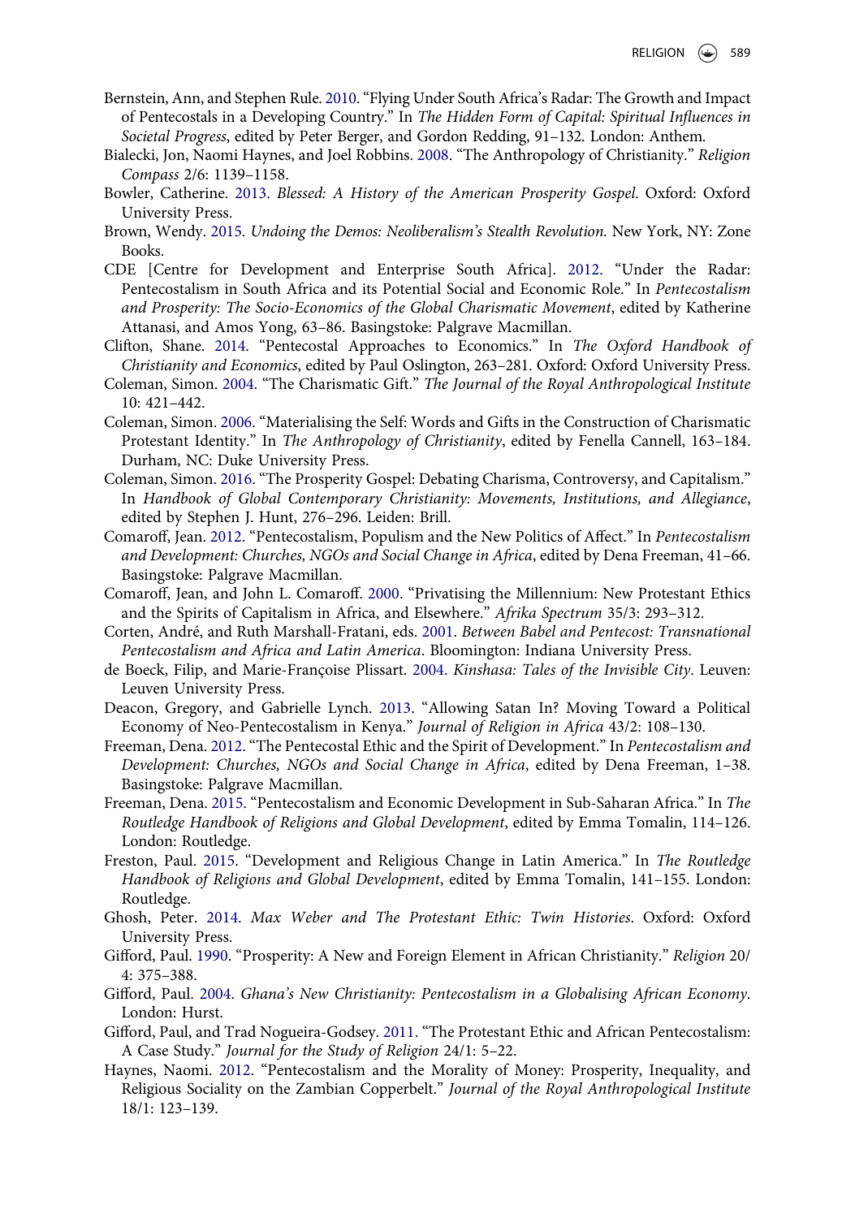Bernstein, Ann, and Stephen Rule. 2010. “Flying Under South Africa’s Radar: The Growth and Impact of Pentecostals in a Developing Country.” In *The Hidden Form of Capital: Spiritual Influences in Societal Progress*, edited by Peter Berger, and Gordon Redding, 91–132. London: Anthem.

Bialecki, Jon, Naomi Haynes, and Joel Robbins. 2008. “The Anthropology of Christianity.” *Religion Compass* 2/6: 1139–1158.

Bowler, Catherine. 2013. *Blessed: A History of the American Prosperity Gospel*. Oxford: Oxford University Press.

Brown, Wendy. 2015. *Undoing the Demos: Neoliberalism’s Stealth Revolution*. New York, NY: Zone Books.

CDE [Centre for Development and Enterprise South Africa]. 2012. “Under the Radar: Pentecostalism in South Africa and its Potential Social and Economic Role.” In *Pentecostalism and Prosperity: The Socio-Economics of the Global Charismatic Movement*, edited by Katherine Attanasi, and Amos Yong, 63–86. Basingstoke: Palgrave Macmillan.

Clifton, Shane. 2014. “Pentecostal Approaches to Economics.” In *The Oxford Handbook of Christianity and Economics*, edited by Paul Oslington, 263–281. Oxford: Oxford University Press.

Coleman, Simon. 2004. “The Charismatic Gift.” *The Journal of the Royal Anthropological Institute* 10: 421–442.

Coleman, Simon. 2006. “Materialising the Self: Words and Gifts in the Construction of Charismatic Protestant Identity.” In *The Anthropology of Christianity*, edited by Fenella Cannell, 163–184. Durham, NC: Duke University Press.

Coleman, Simon. 2016. “The Prosperity Gospel: Debating Charisma, Controversy, and Capitalism.” In *Handbook of Global Contemporary Christianity: Movements, Institutions, and Allegiance*, edited by Stephen J. Hunt, 276–296. Leiden: Brill.

Comaroff, Jean. 2012. “Pentecostalism, Populism and the New Politics of Affect.” In *Pentecostalism and Development: Churches, NGOs and Social Change in Africa*, edited by Dena Freeman, 41–66. Basingstoke: Palgrave Macmillan.

Comaroff, Jean, and John L. Comaroff. 2000. “Privatising the Millennium: New Protestant Ethics and the Spirits of Capitalism in Africa, and Elsewhere.” *Afrika Spectrum* 35/3: 293–312.

Corten, André, and Ruth Marshall-Fratani, eds. 2001. *Between Babel and Pentecost: Transnational Pentecostalism and Africa and Latin America*. Bloomington: Indiana University Press.

de Boeck, Filip, and Marie-Françoise Plissart. 2004. *Kinshasa: Tales of the Invisible City*. Leuven: Leuven University Press.

Deacon, Gregory, and Gabrielle Lynch. 2013. “Allowing Satan In? Moving Toward a Political Economy of Neo-Pentecostalism in Kenya.” *Journal of Religion in Africa* 43/2: 108–130.

Freeman, Dena. 2012. “The Pentecostal Ethic and the Spirit of Development.” In *Pentecostalism and Development: Churches, NGOs and Social Change in Africa*, edited by Dena Freeman, 1–38. Basingstoke: Palgrave Macmillan.

Freeman, Dena. 2015. “Pentecostalism and Economic Development in Sub-Saharan Africa.” In *The Routledge Handbook of Religions and Global Development*, edited by Emma Tomalin, 114–126. London: Routledge.

Freston, Paul. 2015. “Development and Religious Change in Latin America.” In *The Routledge Handbook of Religions and Global Development*, edited by Emma Tomalin, 141–155. London: Routledge.

Ghosh, Peter. 2014. *Max Weber and The Protestant Ethic: Twin Histories*. Oxford: Oxford University Press.

Gifford, Paul. 1990. “Prosperity: A New and Foreign Element in African Christianity.” *Religion* 20/4: 375–388.

Gifford, Paul. 2004. *Ghana’s New Christianity: Pentecostalism in a Globalising African Economy*. London: Hurst.

Gifford, Paul, and Trad Nogueira-Godsey. 2011. “The Protestant Ethic and African Pentecostalism: A Case Study.” *Journal for the Study of Religion* 24/1: 5–22.

Haynes, Naomi. 2012. “Pentecostalism and the Morality of Money: Prosperity, Inequality, and Religious Sociality on the Zambian Copperbelt.” *Journal of the Royal Anthropological Institute* 18/1: 123–139.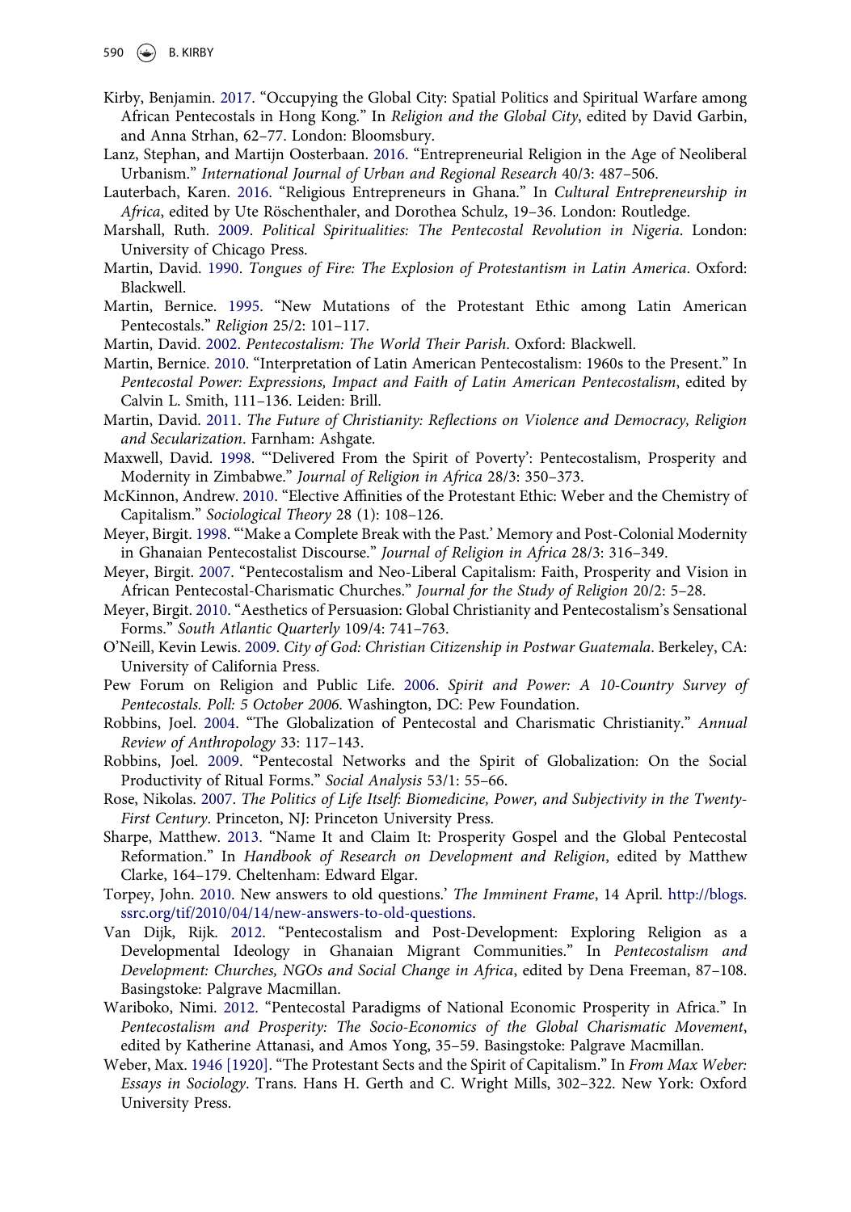Kirby, Benjamin. 2017. "Occupying the Global City: Spatial Politics and Spiritual Warfare among African Pentecostals in Hong Kong." In *Religion and the Global City*, edited by David Garbin, and Anna Strhan, 62–77. London: Bloomsbury.

Lanz, Stephan, and Martijn Oosterbaan. 2016. "Entrepreneurial Religion in the Age of Neoliberal Urbanism." *International Journal of Urban and Regional Research* 40/3: 487–506.

Lauterbach, Karen. 2016. "Religious Entrepreneurs in Ghana." In *Cultural Entrepreneurship in Africa*, edited by Ute Röschenthaler, and Dorothea Schulz, 19–36. London: Routledge.

Marshall, Ruth. 2009. *Political Spiritualities: The Pentecostal Revolution in Nigeria*. London: University of Chicago Press.

Martin, David. 1990. *Tongues of Fire: The Explosion of Protestantism in Latin America*. Oxford: Blackwell.

Martin, Bernice. 1995. "New Mutations of the Protestant Ethic among Latin American Pentecostals." *Religion* 25/2: 101–117.

Martin, David. 2002. *Pentecostalism: The World Their Parish*. Oxford: Blackwell.

Martin, Bernice. 2010. "Interpretation of Latin American Pentecostalism: 1960s to the Present." In *Pentecostal Power: Expressions, Impact and Faith of Latin American Pentecostalism*, edited by Calvin L. Smith, 111–136. Leiden: Brill.

Martin, David. 2011. *The Future of Christianity: Reflections on Violence and Democracy, Religion and Secularization*. Farnham: Ashgate.

Maxwell, David. 1998. "'Delivered From the Spirit of Poverty': Pentecostalism, Prosperity and Modernity in Zimbabwe." *Journal of Religion in Africa* 28/3: 350–373.

McKinnon, Andrew. 2010. "Elective Affinities of the Protestant Ethic: Weber and the Chemistry of Capitalism." *Sociological Theory* 28 (1): 108–126.

Meyer, Birgit. 1998. "'Make a Complete Break with the Past.' Memory and Post-Colonial Modernity in Ghanaian Pentecostalist Discourse." *Journal of Religion in Africa* 28/3: 316–349.

Meyer, Birgit. 2007. "Pentecostalism and Neo-Liberal Capitalism: Faith, Prosperity and Vision in African Pentecostal-Charismatic Churches." *Journal for the Study of Religion* 20/2: 5–28.

Meyer, Birgit. 2010. "Aesthetics of Persuasion: Global Christianity and Pentecostalism's Sensational Forms." *South Atlantic Quarterly* 109/4: 741–763.

O'Neill, Kevin Lewis. 2009. *City of God: Christian Citizenship in Postwar Guatemala*. Berkeley, CA: University of California Press.

Pew Forum on Religion and Public Life. 2006. *Spirit and Power: A 10-Country Survey of Pentecostals. Poll: 5 October 2006*. Washington, DC: Pew Foundation.

Robbins, Joel. 2004. "The Globalization of Pentecostal and Charismatic Christianity." *Annual Review of Anthropology* 33: 117–143.

Robbins, Joel. 2009. "Pentecostal Networks and the Spirit of Globalization: On the Social Productivity of Ritual Forms." *Social Analysis* 53/1: 55–66.

Rose, Nikolas. 2007. *The Politics of Life Itself: Biomedicine, Power, and Subjectivity in the Twenty-First Century*. Princeton, NJ: Princeton University Press.

Sharpe, Matthew. 2013. "Name It and Claim It: Prosperity Gospel and the Global Pentecostal Reformation." In *Handbook of Research on Development and Religion*, edited by Matthew Clarke, 164–179. Cheltenham: Edward Elgar.

Torpey, John. 2010. New answers to old questions.' *The Imminent Frame*, 14 April. http://blogs.ssrc.org/tif/2010/04/14/new-answers-to-old-questions.

Van Dijk, Rijk. 2012. "Pentecostalism and Post-Development: Exploring Religion as a Developmental Ideology in Ghanaian Migrant Communities." In *Pentecostalism and Development: Churches, NGOs and Social Change in Africa*, edited by Dena Freeman, 87–108. Basingstoke: Palgrave Macmillan.

Wariboko, Nimi. 2012. "Pentecostal Paradigms of National Economic Prosperity in Africa." In *Pentecostalism and Prosperity: The Socio-Economics of the Global Charismatic Movement*, edited by Katherine Attanasi, and Amos Yong, 35–59. Basingstoke: Palgrave Macmillan.

Weber, Max. 1946 [1920]. "The Protestant Sects and the Spirit of Capitalism." In *From Max Weber: Essays in Sociology*. Trans. Hans H. Gerth and C. Wright Mills, 302–322. New York: Oxford University Press.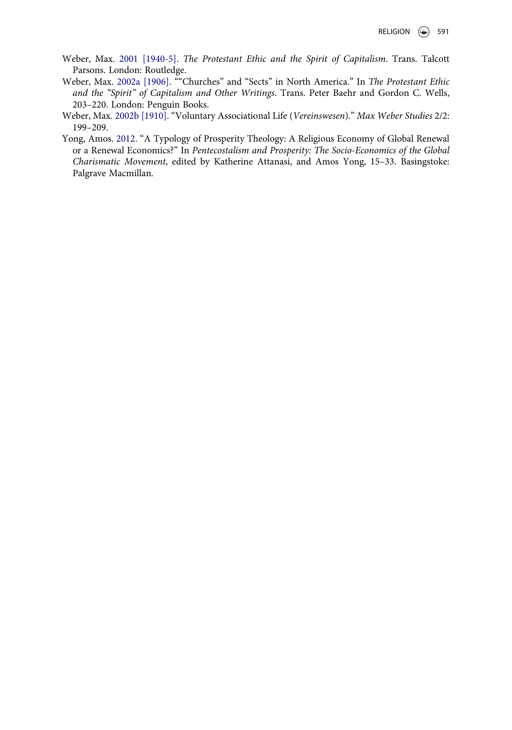Weber, Max. 2001 [1940-5]. *The Protestant Ethic and the Spirit of Capitalism*. Trans. Talcott Parsons. London: Routledge.

Weber, Max. 2002a [1906]. "“Churches” and “Sects” in North America." In *The Protestant Ethic and the "Spirit" of Capitalism and Other Writings*. Trans. Peter Baehr and Gordon C. Wells, 203–220. London: Penguin Books.

Weber, Max. 2002b [1910]. "Voluntary Associational Life (*Vereinswesen*)." *Max Weber Studies* 2/2: 199–209.

Yong, Amos. 2012. "A Typology of Prosperity Theology: A Religious Economy of Global Renewal or a Renewal Economics?" In *Pentecostalism and Prosperity: The Socio-Economics of the Global Charismatic Movement*, edited by Katherine Attanasi, and Amos Yong, 15–33. Basingstoke: Palgrave Macmillan.